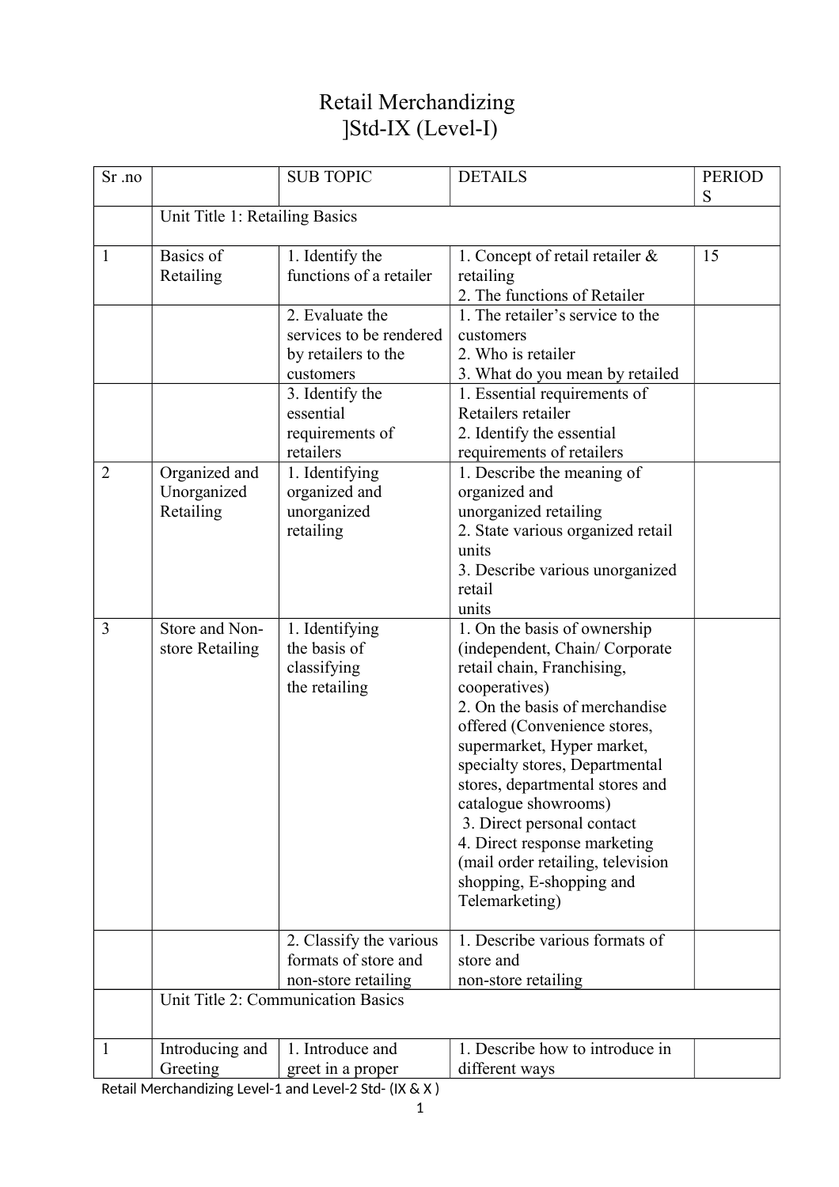# Retail Merchandizing
## ]Std-IX (Level-I)

| Sr .no | | SUB TOPIC | DETAILS | PERIODS |
|---|---|---|---|---|
| | Unit Title 1: Retailing Basics | | | |
| 1 | Basics of Retailing | 1. Identify the functions of a retailer | 1. Concept of retail retailer & retailing<br>2. The functions of Retailer | 15 |
| | | 2. Evaluate the services to be rendered by retailers to the customers | 1. The retailer's service to the customers<br>2. Who is retailer<br>3. What do you mean by retailed | |
| | | 3. Identify the essential requirements of retailers | 1. Essential requirements of Retailers retailer<br>2. Identify the essential requirements of retailers | |
| 2 | Organized and Unorganized Retailing | 1. Identifying organized and unorganized retailing | 1. Describe the meaning of organized and unorganized retailing<br>2. State various organized retail units<br>3. Describe various unorganized retail units | |
| 3 | Store and Non-store Retailing | 1. Identifying the basis of classifying the retailing | 1. On the basis of ownership (independent, Chain/ Corporate retail chain, Franchising, cooperatives)<br>2. On the basis of merchandise offered (Convenience stores, supermarket, Hyper market, specialty stores, Departmental stores, departmental stores and catalogue showrooms)<br>3. Direct personal contact<br>4. Direct response marketing (mail order retailing, television shopping, E-shopping and Telemarketing) | |
| | | 2. Classify the various formats of store and non-store retailing | 1. Describe various formats of store and non-store retailing | |
| | Unit Title 2: Communication Basics | | | |
| 1 | Introducing and Greeting | 1. Introduce and greet in a proper | 1. Describe how to introduce in different ways | |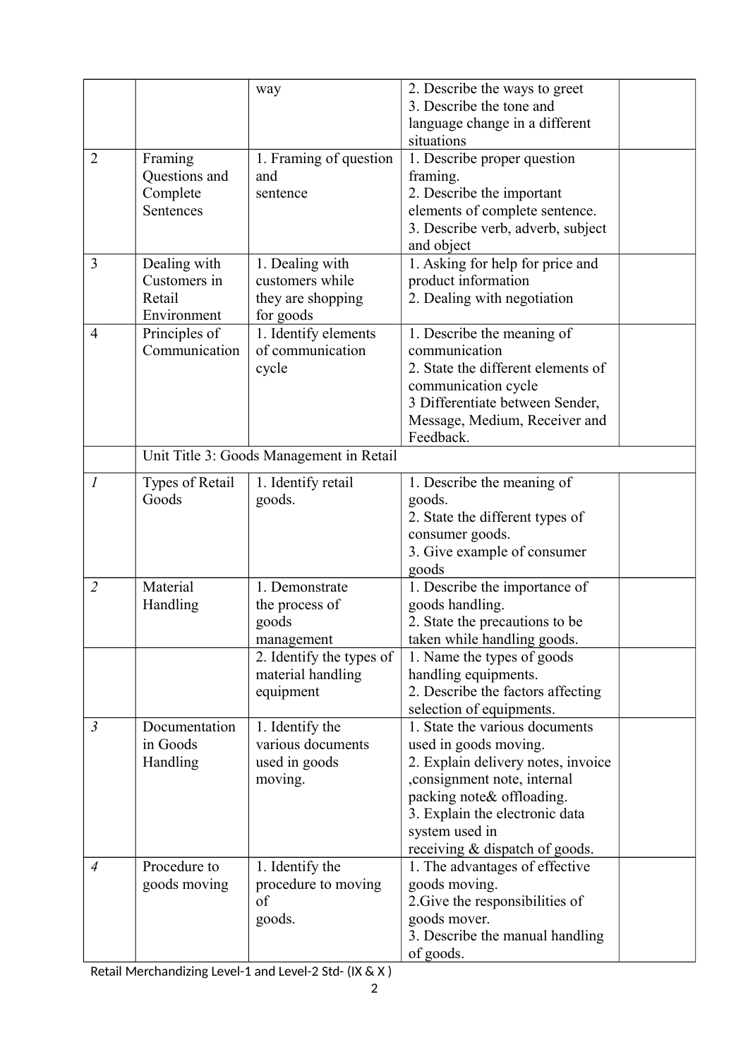| | | | | |
|---|---|---|---|---|
| | | way | 2. Describe the ways to greet<br>3. Describe the tone and language change in a different situations | |
| 2 | Framing Questions and Complete Sentences | 1. Framing of question and sentence | 1. Describe proper question framing.<br>2. Describe the important elements of complete sentence.<br>3. Describe verb, adverb, subject and object | |
| 3 | Dealing with Customers in Retail Environment | 1. Dealing with customers while they are shopping for goods | 1. Asking for help for price and product information<br>2. Dealing with negotiation | |
| 4 | Principles of Communication | 1. Identify elements of communication cycle | 1. Describe the meaning of communication<br>2. State the different elements of communication cycle<br>3 Differentiate between Sender, Message, Medium, Receiver and Feedback. | |
| | Unit Title 3: Goods Management in Retail | | | |
| *1* | Types of Retail Goods | 1. Identify retail goods. | 1. Describe the meaning of goods.<br>2. State the different types of consumer goods.<br>3. Give example of consumer goods | |
| *2* | Material Handling | 1. Demonstrate the process of goods management | 1. Describe the importance of goods handling.<br>2. State the precautions to be taken while handling goods. | |
| | | 2. Identify the types of material handling equipment | 1. Name the types of goods handling equipments.<br>2. Describe the factors affecting selection of equipments. | |
| *3* | Documentation in Goods Handling | 1. Identify the various documents used in goods moving. | 1. State the various documents used in goods moving.<br>2. Explain delivery notes, invoice ,consignment note, internal packing note& offloading.<br>3. Explain the electronic data system used in receiving & dispatch of goods. | |
| *4* | Procedure to goods moving | 1. Identify the procedure to moving of goods. | 1. The advantages of effective goods moving.<br>2.Give the responsibilities of goods mover.<br>3. Describe the manual handling of goods. | |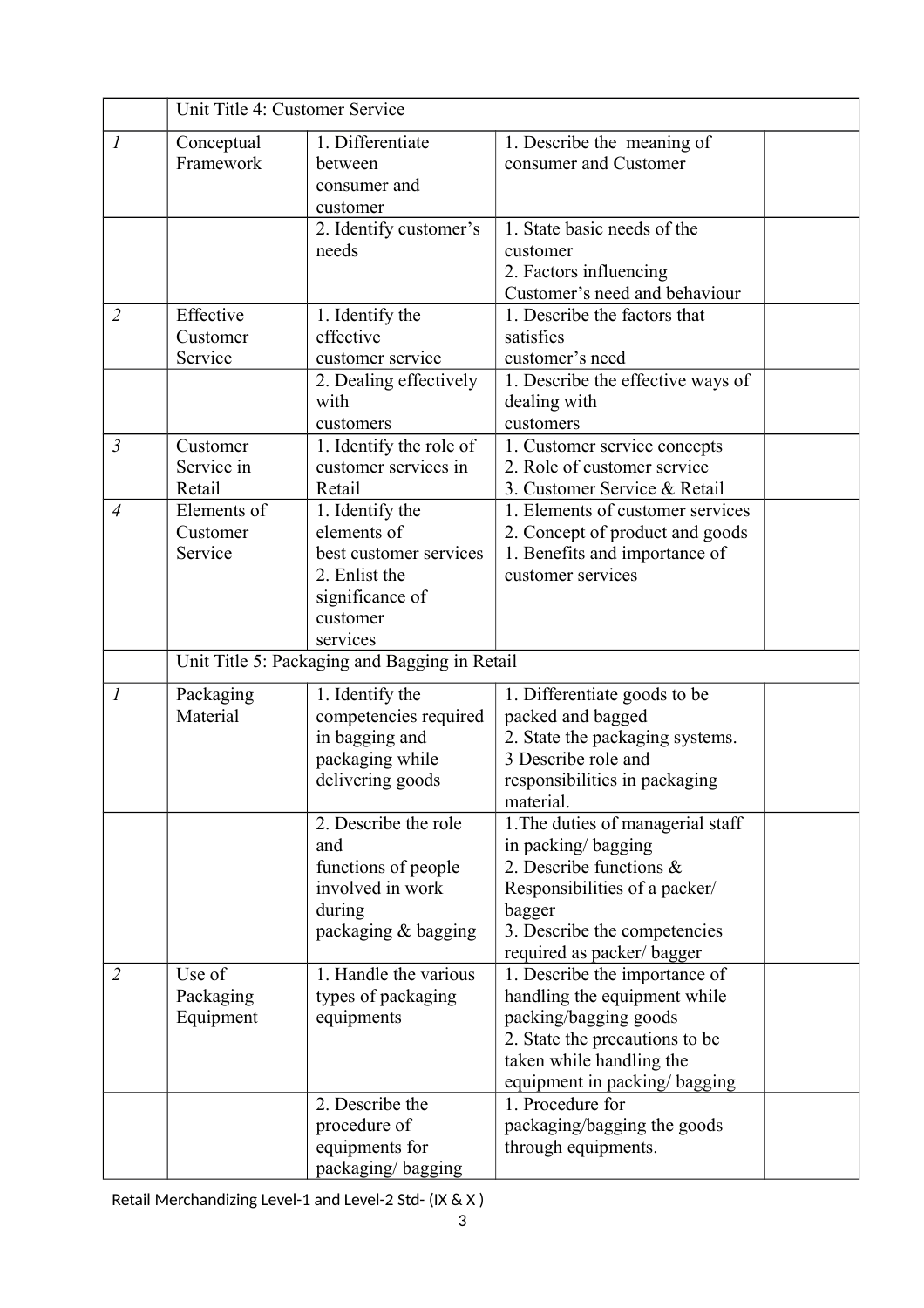| | | | | |
|---|---|---|---|---|
| | Unit Title 4: Customer Service | | | |
| *1* | Conceptual Framework | 1. Differentiate between consumer and customer | 1. Describe the meaning of consumer and Customer | |
| | | 2. Identify customer's needs | 1. State basic needs of the customer<br>2. Factors influencing Customer's need and behaviour | |
| *2* | Effective Customer Service | 1. Identify the effective customer service | 1. Describe the factors that satisfies customer's need | |
| | | 2. Dealing effectively with customers | 1. Describe the effective ways of dealing with customers | |
| *3* | Customer Service in Retail | 1. Identify the role of customer services in Retail | 1. Customer service concepts<br>2. Role of customer service<br>3. Customer Service & Retail | |
| *4* | Elements of Customer Service | 1. Identify the elements of best customer services<br>2. Enlist the significance of customer services | 1. Elements of customer services<br>2. Concept of product and goods<br>1. Benefits and importance of customer services | |
| | Unit Title 5: Packaging and Bagging in Retail | | | |
| *1* | Packaging Material | 1. Identify the competencies required in bagging and packaging while delivering goods | 1. Differentiate goods to be packed and bagged<br>2. State the packaging systems.<br>3 Describe role and responsibilities in packaging material. | |
| | | 2. Describe the role and functions of people involved in work during packaging & bagging | 1.The duties of managerial staff in packing/ bagging<br>2. Describe functions & Responsibilities of a packer/ bagger<br>3. Describe the competencies required as packer/ bagger | |
| *2* | Use of Packaging Equipment | 1. Handle the various types of packaging equipments | 1. Describe the importance of handling the equipment while packing/bagging goods<br>2. State the precautions to be taken while handling the equipment in packing/ bagging | |
| | | 2. Describe the procedure of equipments for packaging/ bagging | 1. Procedure for packaging/bagging the goods through equipments. | |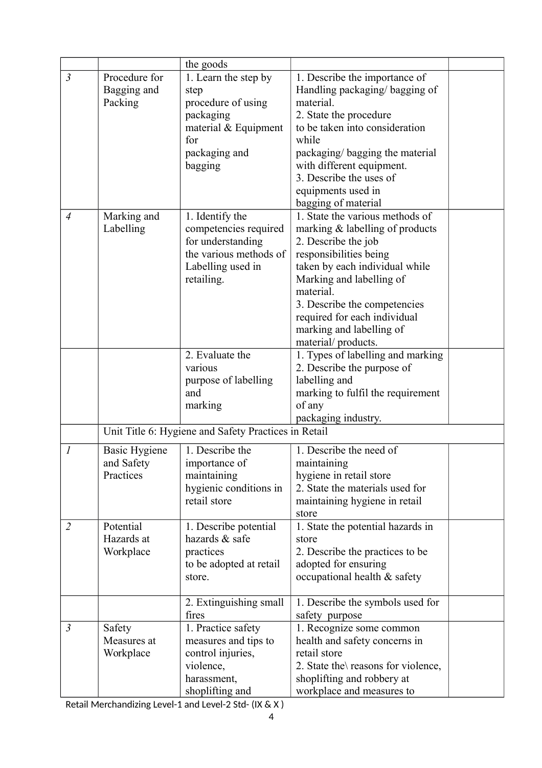| | | | | |
|---|---|---|---|---|
| | | the goods | | |
| *3* | Procedure for Bagging and Packing | 1. Learn the step by step procedure of using packaging material & Equipment for packaging and bagging | 1. Describe the importance of Handling packaging/ bagging of material.<br>2. State the procedure to be taken into consideration while packaging/ bagging the material with different equipment.<br>3. Describe the uses of equipments used in bagging of material | |
| *4* | Marking and Labelling | 1. Identify the competencies required for understanding the various methods of Labelling used in retailing. | 1. State the various methods of marking & labelling of products<br>2. Describe the job responsibilities being taken by each individual while Marking and labelling of material.<br>3. Describe the competencies required for each individual marking and labelling of material/ products. | |
| | | 2. Evaluate the various purpose of labelling and marking | 1. Types of labelling and marking<br>2. Describe the purpose of labelling and marking to fulfil the requirement of any packaging industry. | |
| | Unit Title 6: Hygiene and Safety Practices in Retail | | | |
| *1* | Basic Hygiene and Safety Practices | 1. Describe the importance of maintaining hygienic conditions in retail store | 1. Describe the need of maintaining hygiene in retail store<br>2. State the materials used for maintaining hygiene in retail store | |
| *2* | Potential Hazards at Workplace | 1. Describe potential hazards & safe practices to be adopted at retail store. | 1. State the potential hazards in store<br>2. Describe the practices to be adopted for ensuring occupational health & safety | |
| | | 2. Extinguishing small fires | 1. Describe the symbols used for safety purpose | |
| *3* | Safety Measures at Workplace | 1. Practice safety measures and tips to control injuries, violence, harassment, shoplifting and | 1. Recognize some common health and safety concerns in retail store<br>2. State the\ reasons for violence, shoplifting and robbery at workplace and measures to | |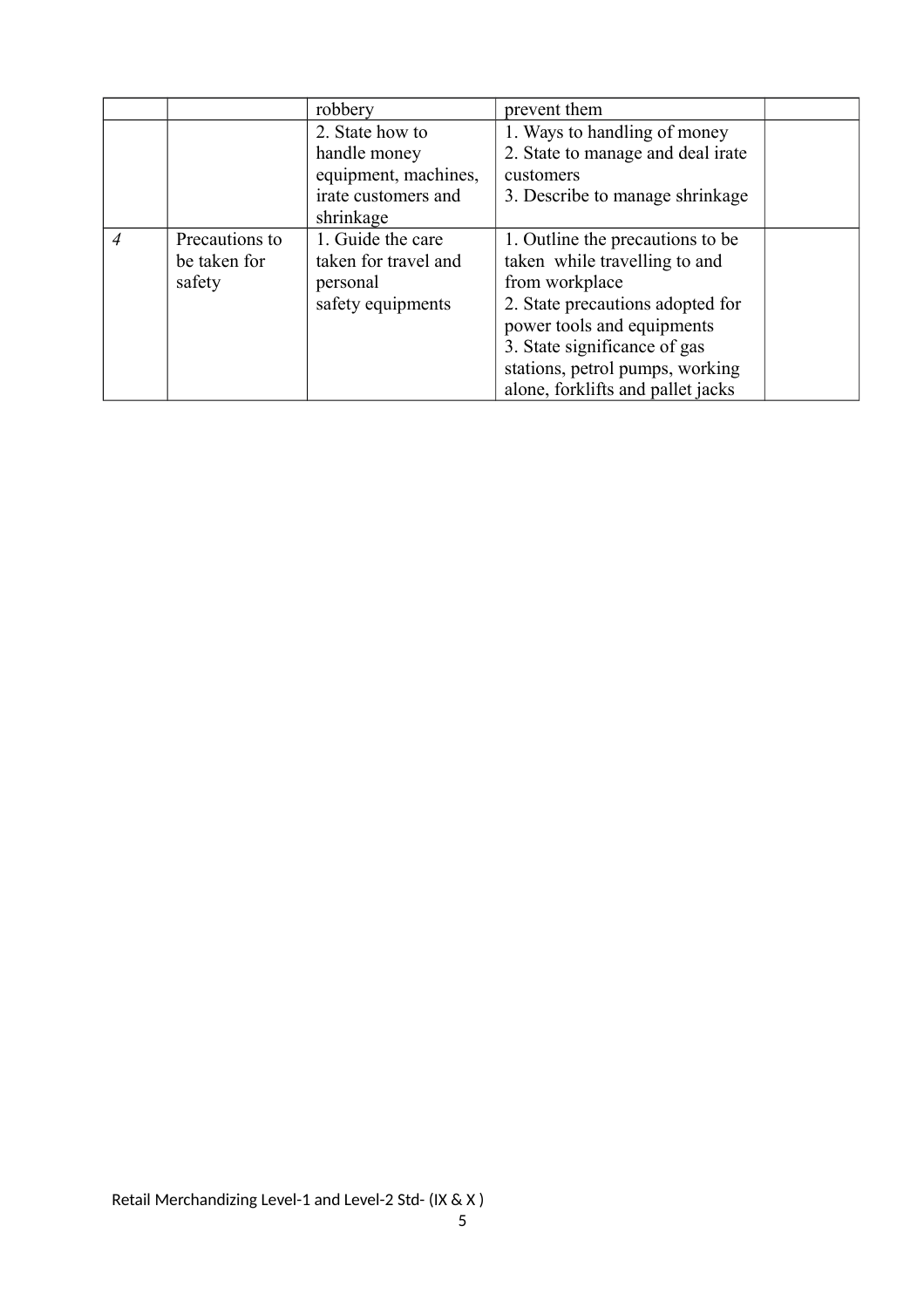| | | robbery | prevent them | |
|---|---|---|---|---|
| | | 2. State how to handle money equipment, machines, irate customers and shrinkage | 1. Ways to handling of money<br>2. State to manage and deal irate customers<br>3. Describe to manage shrinkage | |
| *4* | Precautions to be taken for safety | 1. Guide the care taken for travel and personal safety equipments | 1. Outline the precautions to be taken while travelling to and from workplace<br>2. State precautions adopted for power tools and equipments<br>3. State significance of gas stations, petrol pumps, working alone, forklifts and pallet jacks | |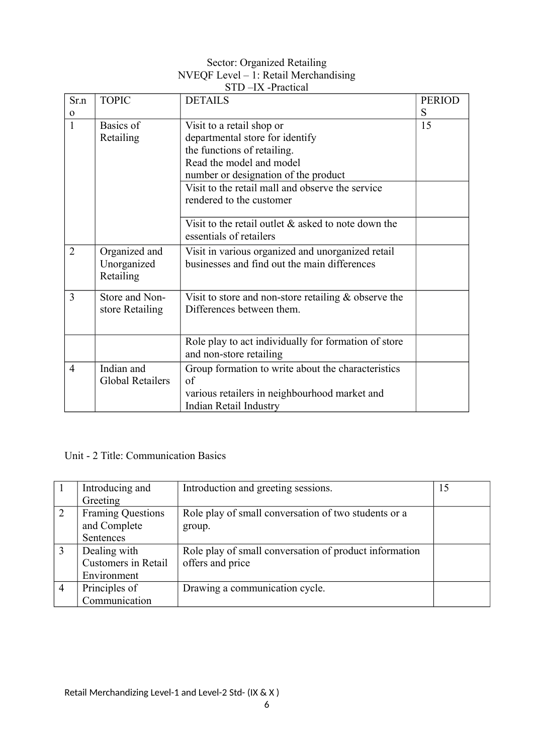Sector: Organized Retailing

NVEQF Level – 1: Retail Merchandising

STD –IX -Practical

| Sr.no | TOPIC | DETAILS | PERIODS |
|---|---|---|---|
| 1 | Basics of Retailing | Visit to a retail shop or departmental store for identify the functions of retailing. Read the model and model number or designation of the product | 15 |
| | | Visit to the retail mall and observe the service rendered to the customer | |
| | | Visit to the retail outlet & asked to note down the essentials of retailers | |
| 2 | Organized and Unorganized Retailing | Visit in various organized and unorganized retail businesses and find out the main differences | |
| 3 | Store and Non-store Retailing | Visit to store and non-store retailing & observe the Differences between them. | |
| | | Role play to act individually for formation of store and non-store retailing | |
| 4 | Indian and Global Retailers | Group formation to write about the characteristics of various retailers in neighbourhood market and Indian Retail Industry | |

Unit - 2 Title: Communication Basics

| | | | |
|---|---|---|---|
| 1 | Introducing and Greeting | Introduction and greeting sessions. | 15 |
| 2 | Framing Questions and Complete Sentences | Role play of small conversation of two students or a group. | |
| 3 | Dealing with Customers in Retail Environment | Role play of small conversation of product information offers and price | |
| 4 | Principles of Communication | Drawing a communication cycle. | |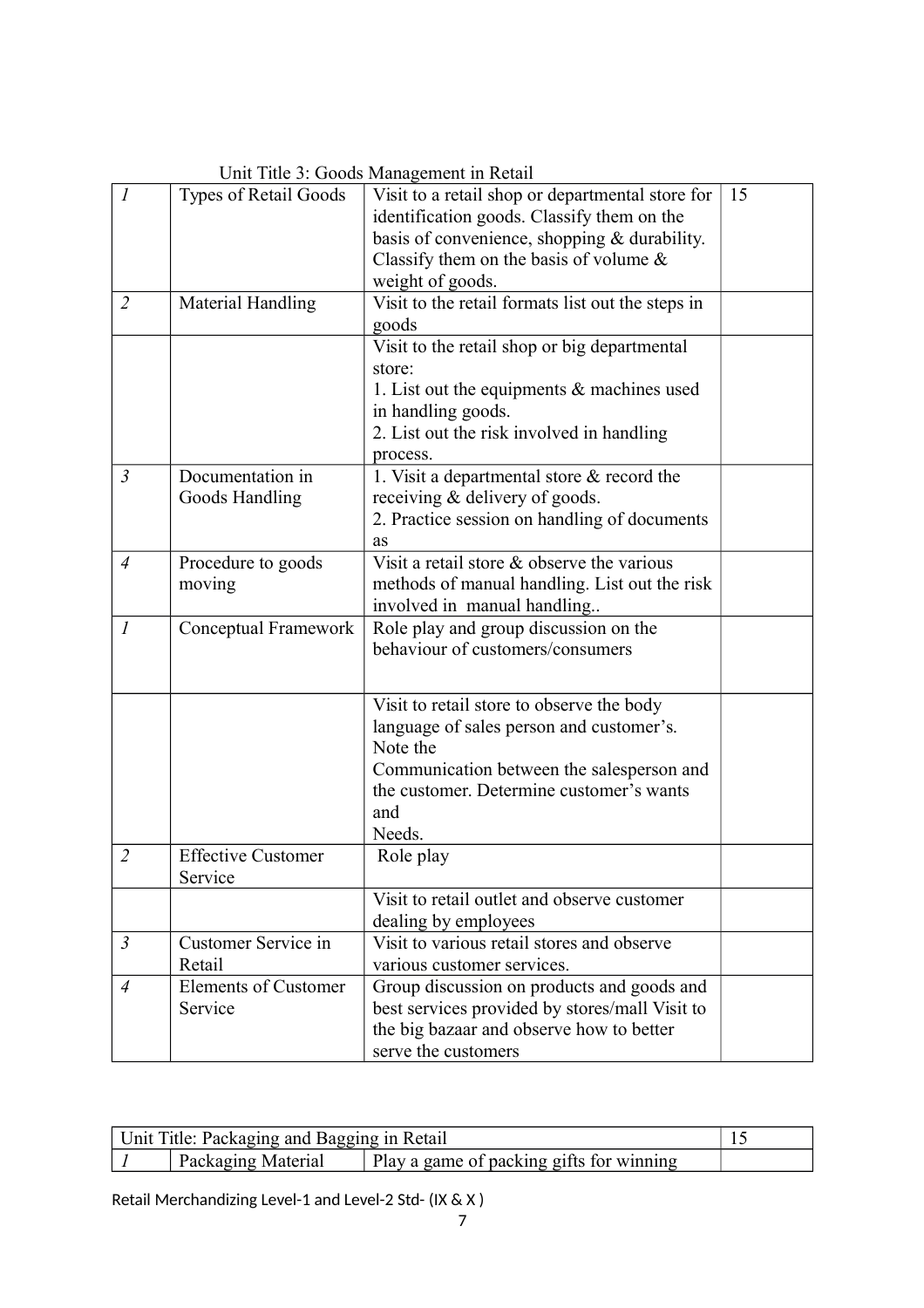Unit Title 3: Goods Management in Retail

| | | | |
|---|---|---|---|
| *1* | Types of Retail Goods | Visit to a retail shop or departmental store for identification goods. Classify them on the basis of convenience, shopping & durability. Classify them on the basis of volume & weight of goods. | 15 |
| *2* | Material Handling | Visit to the retail formats list out the steps in goods | |
| | | Visit to the retail shop or big departmental store:<br>1. List out the equipments & machines used in handling goods.<br>2. List out the risk involved in handling process. | |
| *3* | Documentation in Goods Handling | 1. Visit a departmental store & record the receiving & delivery of goods.<br>2. Practice session on handling of documents as | |
| *4* | Procedure to goods moving | Visit a retail store & observe the various methods of manual handling. List out the risk involved in manual handling.. | |
| *1* | Conceptual Framework | Role play and group discussion on the behaviour of customers/consumers | |
| | | Visit to retail store to observe the body language of sales person and customer's. Note the<br>Communication between the salesperson and the customer. Determine customer's wants and<br>Needs. | |
| *2* | Effective Customer Service | Role play | |
| | | Visit to retail outlet and observe customer dealing by employees | |
| *3* | Customer Service in Retail | Visit to various retail stores and observe various customer services. | |
| *4* | Elements of Customer Service | Group discussion on products and goods and best services provided by stores/mall Visit to the big bazaar and observe how to better serve the customers | |

| Unit Title: Packaging and Bagging in Retail | | | 15 |
|---|---|---|---|
| *1* | Packaging Material | Play a game of packing gifts for winning | |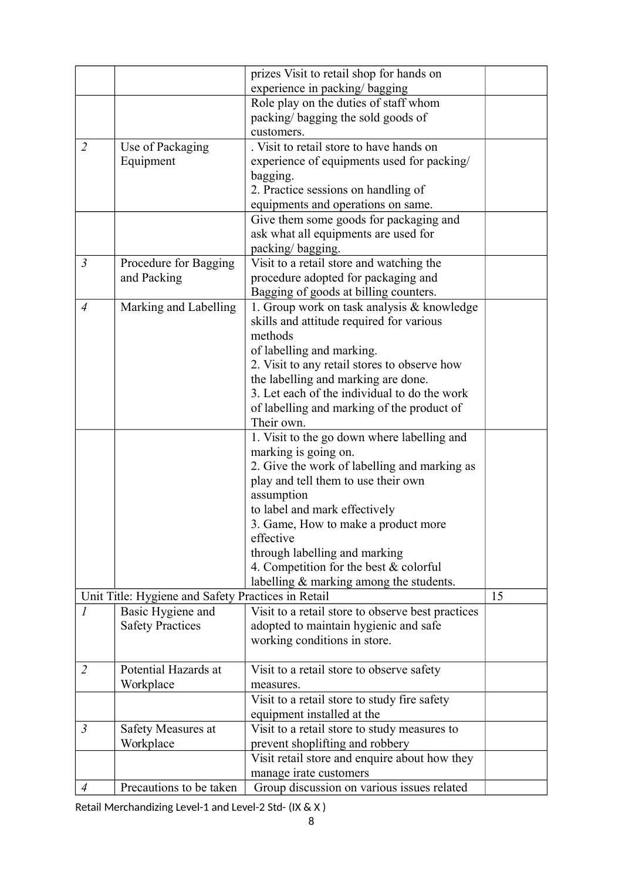| | | | |
|---|---|---|---|
| | | prizes Visit to retail shop for hands on experience in packing/ bagging | |
| | | Role play on the duties of staff whom packing/ bagging the sold goods of customers. | |
| *2* | Use of Packaging Equipment | . Visit to retail store to have hands on experience of equipments used for packing/ bagging.<br>2. Practice sessions on handling of equipments and operations on same. | |
| | | Give them some goods for packaging and ask what all equipments are used for packing/ bagging. | |
| *3* | Procedure for Bagging and Packing | Visit to a retail store and watching the procedure adopted for packaging and Bagging of goods at billing counters. | |
| *4* | Marking and Labelling | 1. Group work on task analysis & knowledge skills and attitude required for various methods of labelling and marking.<br>2. Visit to any retail stores to observe how the labelling and marking are done.<br>3. Let each of the individual to do the work of labelling and marking of the product of Their own. | |
| | | 1. Visit to the go down where labelling and marking is going on.<br>2. Give the work of labelling and marking as play and tell them to use their own assumption to label and mark effectively<br>3. Game, How to make a product more effective through labelling and marking<br>4. Competition for the best & colorful labelling & marking among the students. | |
| Unit Title: Hygiene and Safety Practices in Retail | | | 15 |
| *1* | Basic Hygiene and Safety Practices | Visit to a retail store to observe best practices adopted to maintain hygienic and safe working conditions in store. | |
| *2* | Potential Hazards at Workplace | Visit to a retail store to observe safety measures. | |
| | | Visit to a retail store to study fire safety equipment installed at the | |
| *3* | Safety Measures at Workplace | Visit to a retail store to study measures to prevent shoplifting and robbery | |
| | | Visit retail store and enquire about how they manage irate customers | |
| *4* | Precautions to be taken | Group discussion on various issues related | |

Retail Merchandizing Level-1 and Level-2 Std- (IX & X )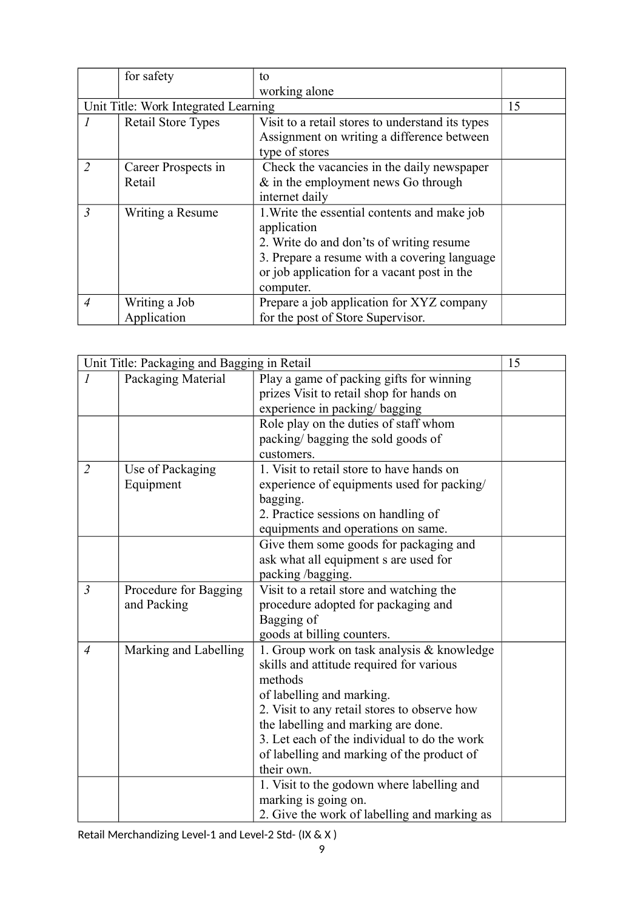|  | for safety | to<br>working alone |  |
|---|---|---|---|
| Unit Title: Work Integrated Learning | | | 15 |
| *1* | Retail Store Types | Visit to a retail stores to understand its types Assignment on writing a difference between type of stores |  |
| *2* | Career Prospects in Retail | Check the vacancies in the daily newspaper & in the employment news Go through internet daily |  |
| *3* | Writing a Resume | 1.Write the essential contents and make job application<br>2. Write do and don'ts of writing resume<br>3. Prepare a resume with a covering language or job application for a vacant post in the computer. |  |
| *4* | Writing a Job Application | Prepare a job application for XYZ company for the post of Store Supervisor. |  |

| Unit Title: Packaging and Bagging in Retail | | | 15 |
|---|---|---|---|
| *1* | Packaging Material | Play a game of packing gifts for winning prizes Visit to retail shop for hands on experience in packing/ bagging |  |
|  |  | Role play on the duties of staff whom packing/ bagging the sold goods of customers. |  |
| *2* | Use of Packaging Equipment | 1. Visit to retail store to have hands on experience of equipments used for packing/ bagging.<br>2. Practice sessions on handling of equipments and operations on same. |  |
|  |  | Give them some goods for packaging and ask what all equipment s are used for packing /bagging. |  |
| *3* | Procedure for Bagging and Packing | Visit to a retail store and watching the procedure adopted for packaging and Bagging of<br>goods at billing counters. |  |
| *4* | Marking and Labelling | 1. Group work on task analysis & knowledge skills and attitude required for various methods<br>of labelling and marking.<br>2. Visit to any retail stores to observe how the labelling and marking are done.<br>3. Let each of the individual to do the work of labelling and marking of the product of their own. |  |
|  |  | 1. Visit to the godown where labelling and marking is going on.<br>2. Give the work of labelling and marking as |  |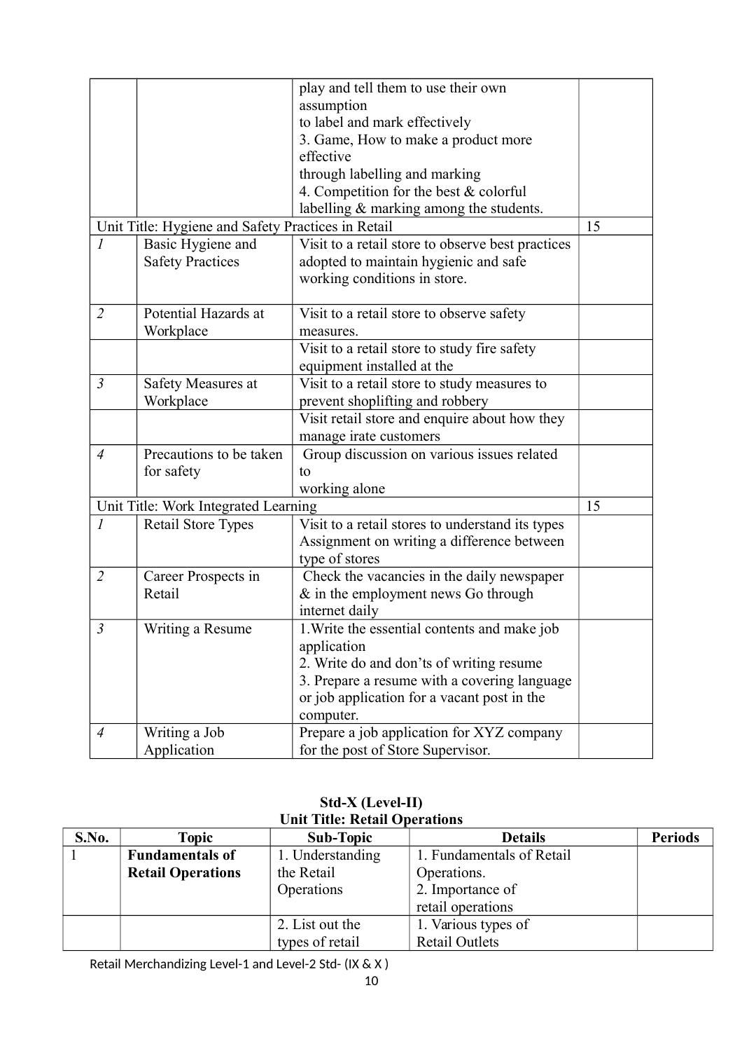| | | | |
|---|---|---|---|
| | | play and tell them to use their own assumption to label and mark effectively<br>3. Game, How to make a product more effective through labelling and marking<br>4. Competition for the best & colorful labelling & marking among the students. | |
| Unit Title: Hygiene and Safety Practices in Retail | | | 15 |
| *1* | Basic Hygiene and Safety Practices | Visit to a retail store to observe best practices adopted to maintain hygienic and safe working conditions in store. | |
| *2* | Potential Hazards at Workplace | Visit to a retail store to observe safety measures. | |
| | | Visit to a retail store to study fire safety equipment installed at the | |
| *3* | Safety Measures at Workplace | Visit to a retail store to study measures to prevent shoplifting and robbery | |
| | | Visit retail store and enquire about how they manage irate customers | |
| *4* | Precautions to be taken for safety | Group discussion on various issues related to working alone | |
| Unit Title: Work Integrated Learning | | | 15 |
| *1* | Retail Store Types | Visit to a retail stores to understand its types Assignment on writing a difference between type of stores | |
| *2* | Career Prospects in Retail | Check the vacancies in the daily newspaper & in the employment news Go through internet daily | |
| *3* | Writing a Resume | 1.Write the essential contents and make job application<br>2. Write do and don'ts of writing resume<br>3. Prepare a resume with a covering language or job application for a vacant post in the computer. | |
| *4* | Writing a Job Application | Prepare a job application for XYZ company for the post of Store Supervisor. | |

**Std-X (Level-II)**

**Unit Title: Retail Operations**

| S.No. | Topic | Sub-Topic | Details | Periods |
|---|---|---|---|---|
| 1 | **Fundamentals of Retail Operations** | 1. Understanding the Retail Operations | 1. Fundamentals of Retail Operations.<br>2. Importance of retail operations | |
| | | 2. List out the types of retail | 1. Various types of Retail Outlets | |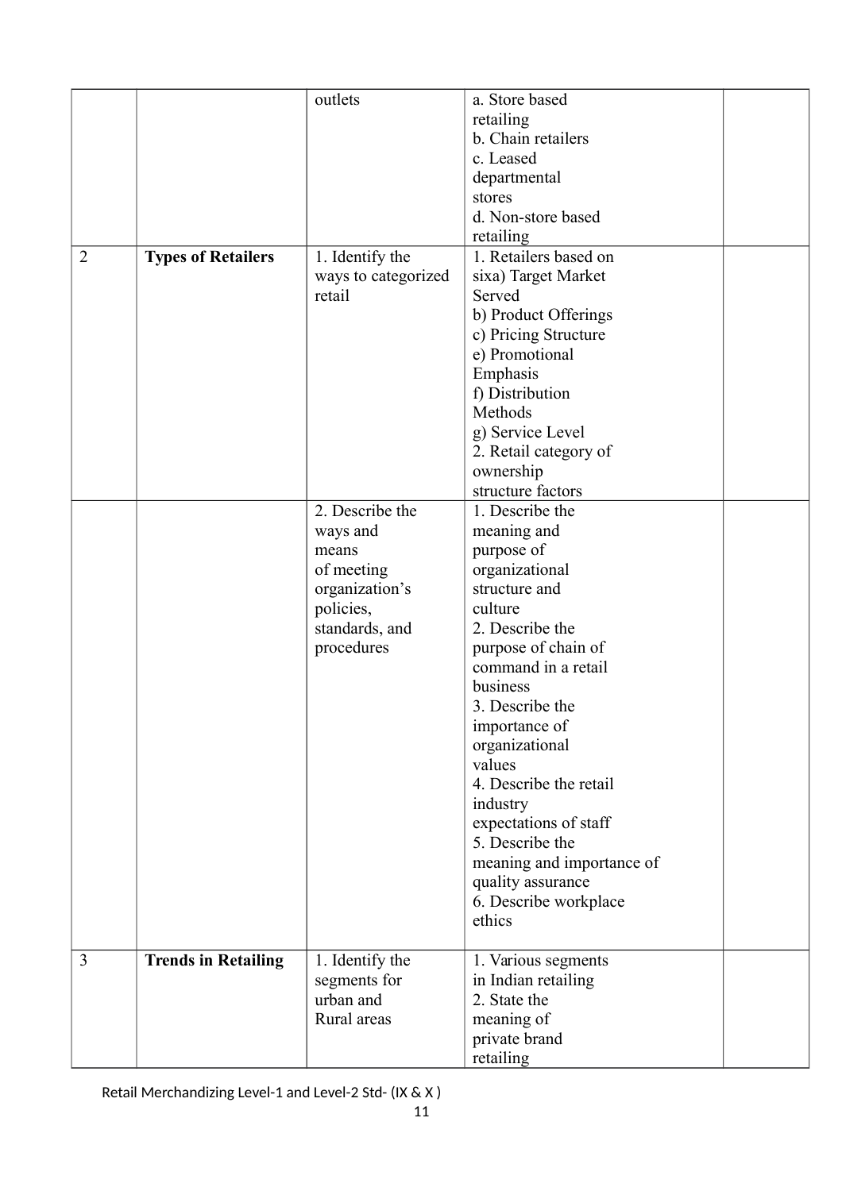| | | | | |
|---|---|---|---|---|
| | | outlets | a. Store based retailing<br>b. Chain retailers<br>c. Leased departmental stores<br>d. Non-store based retailing | |
| 2 | **Types of Retailers** | 1. Identify the ways to categorized retail | 1. Retailers based on sixa) Target Market Served<br>b) Product Offerings<br>c) Pricing Structure<br>e) Promotional Emphasis<br>f) Distribution Methods<br>g) Service Level<br>2. Retail category of ownership structure factors | |
| | | 2. Describe the ways and means of meeting organization's policies, standards, and procedures | 1. Describe the meaning and purpose of organizational structure and culture<br>2. Describe the purpose of chain of command in a retail business<br>3. Describe the importance of organizational values<br>4. Describe the retail industry expectations of staff<br>5. Describe the meaning and importance of quality assurance<br>6. Describe workplace ethics | |
| 3 | **Trends in Retailing** | 1. Identify the segments for urban and Rural areas | 1. Various segments in Indian retailing<br>2. State the meaning of private brand retailing | |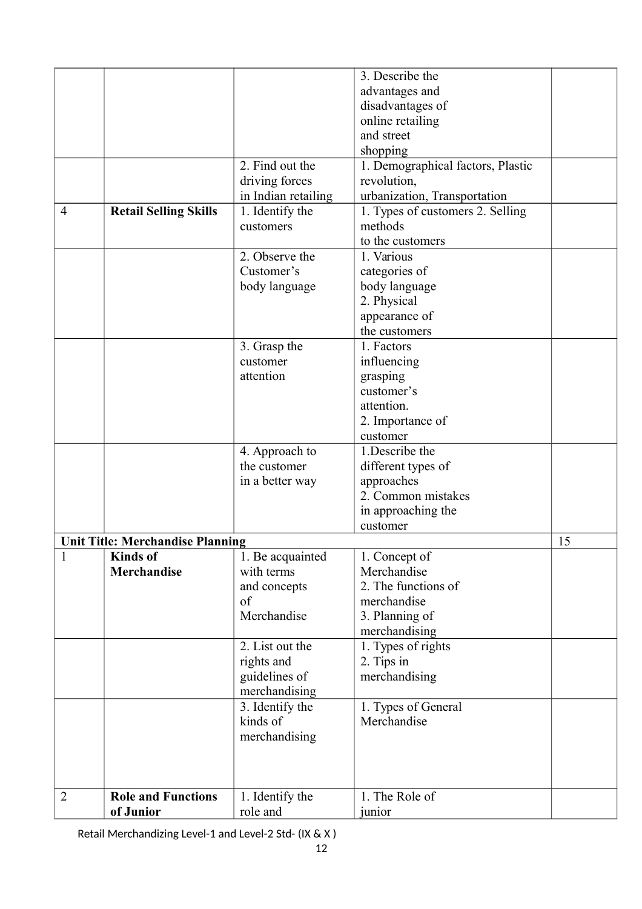| | | | | |
|---|---|---|---|---|
| | | | 3. Describe the advantages and disadvantages of online retailing and street shopping | |
| | | 2. Find out the driving forces in Indian retailing | 1. Demographical factors, Plastic revolution, urbanization, Transportation | |
| 4 | **Retail Selling Skills** | 1. Identify the customers | 1. Types of customers 2. Selling methods to the customers | |
| | | 2. Observe the Customer's body language | 1. Various categories of body language 2. Physical appearance of the customers | |
| | | 3. Grasp the customer attention | 1. Factors influencing grasping customer's attention. 2. Importance of customer | |
| | | 4. Approach to the customer in a better way | 1.Describe the different types of approaches 2. Common mistakes in approaching the customer | |
| **Unit Title: Merchandise Planning** | | | | 15 |
| 1 | **Kinds of Merchandise** | 1. Be acquainted with terms and concepts of Merchandise | 1. Concept of Merchandise 2. The functions of merchandise 3. Planning of merchandising | |
| | | 2. List out the rights and guidelines of merchandising | 1. Types of rights 2. Tips in merchandising | |
| | | 3. Identify the kinds of merchandising | 1. Types of General Merchandise | |
| 2 | **Role and Functions of Junior** | 1. Identify the role and | 1. The Role of junior | |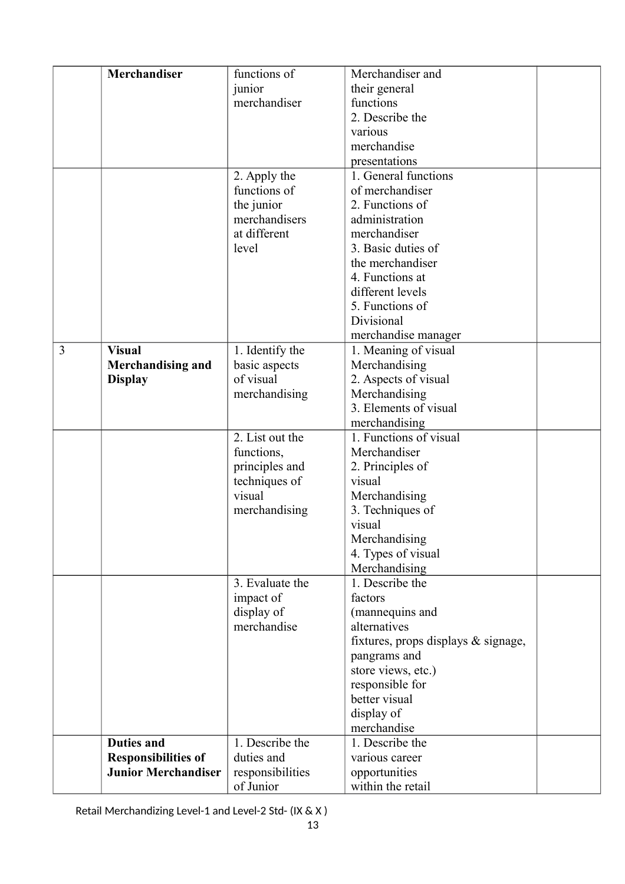| | | | | |
|---|---|---|---|---|
| | **Merchandiser** | functions of junior merchandiser | Merchandiser and their general functions<br>2. Describe the various merchandise presentations | |
| | | 2. Apply the functions of the junior merchandisers at different level | 1. General functions of merchandiser<br>2. Functions of administration merchandiser<br>3. Basic duties of the merchandiser<br>4. Functions at different levels<br>5. Functions of Divisional merchandise manager | |
| 3 | **Visual Merchandising and Display** | 1. Identify the basic aspects of visual merchandising | 1. Meaning of visual Merchandising<br>2. Aspects of visual Merchandising<br>3. Elements of visual merchandising | |
| | | 2. List out the functions, principles and techniques of visual merchandising | 1. Functions of visual Merchandiser<br>2. Principles of visual Merchandising<br>3. Techniques of visual Merchandising<br>4. Types of visual Merchandising | |
| | | 3. Evaluate the impact of display of merchandise | 1. Describe the factors (mannequins and alternatives fixtures, props displays & signage, pangrams and store views, etc.) responsible for better visual display of merchandise | |
| | **Duties and Responsibilities of Junior Merchandiser** | 1. Describe the duties and responsibilities of Junior | 1. Describe the various career opportunities within the retail | |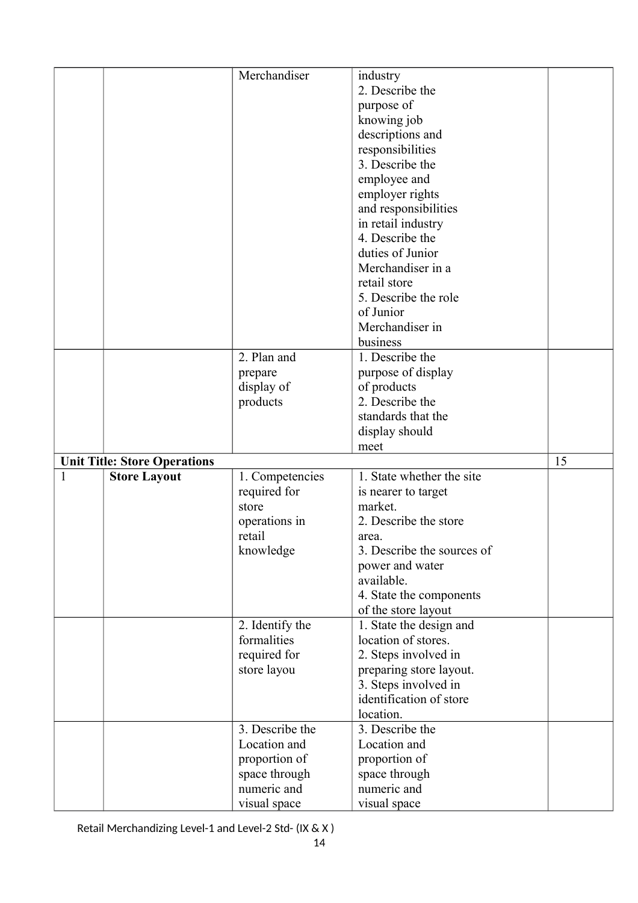| | | | | |
|---|---|---|---|---|
| | | Merchandiser | industry<br>2. Describe the purpose of knowing job descriptions and responsibilities<br>3. Describe the employee and employer rights and responsibilities in retail industry<br>4. Describe the duties of Junior Merchandiser in a retail store<br>5. Describe the role of Junior Merchandiser in business | |
| | | 2. Plan and prepare display of products | 1. Describe the purpose of display of products<br>2. Describe the standards that the display should meet | |
| **Unit Title: Store Operations** | | | | 15 |
| 1 | **Store Layout** | 1. Competencies required for store operations in retail knowledge | 1. State whether the site is nearer to target market.<br>2. Describe the store area.<br>3. Describe the sources of power and water available.<br>4. State the components of the store layout | |
| | | 2. Identify the formalities required for store layou | 1. State the design and location of stores.<br>2. Steps involved in preparing store layout.<br>3. Steps involved in identification of store location. | |
| | | 3. Describe the Location and proportion of space through numeric and visual space | 3. Describe the Location and proportion of space through numeric and visual space | |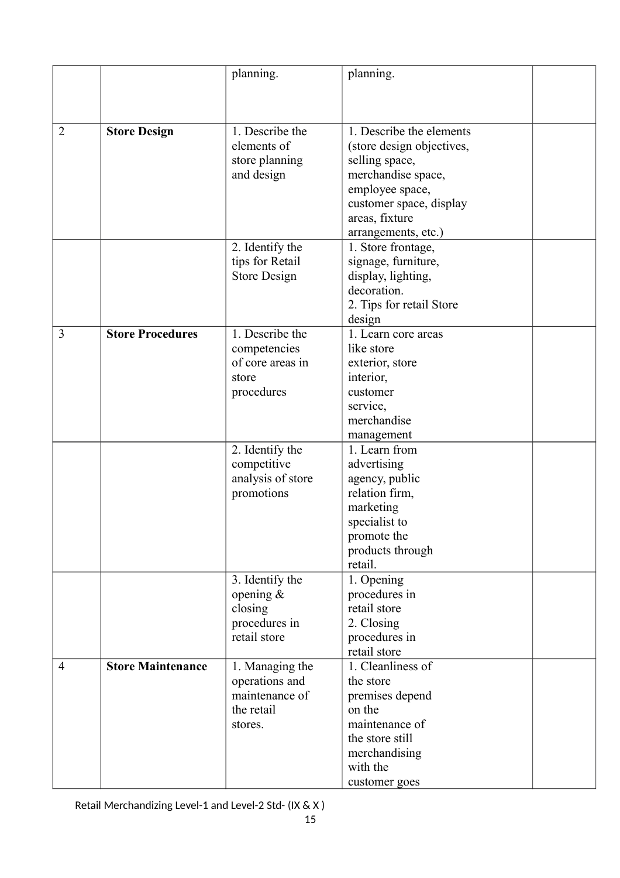| | | planning. | planning. | |
|---|---|---|---|---|
| 2 | **Store Design** | 1. Describe the elements of store planning and design | 1. Describe the elements (store design objectives, selling space, merchandise space, employee space, customer space, display areas, fixture arrangements, etc.) | |
| | | 2. Identify the tips for Retail Store Design | 1. Store frontage, signage, furniture, display, lighting, decoration.<br>2. Tips for retail Store design | |
| 3 | **Store Procedures** | 1. Describe the competencies of core areas in store procedures | 1. Learn core areas like store exterior, store interior, customer service, merchandise management | |
| | | 2. Identify the competitive analysis of store promotions | 1. Learn from advertising agency, public relation firm, marketing specialist to promote the products through retail. | |
| | | 3. Identify the opening & closing procedures in retail store | 1. Opening procedures in retail store<br>2. Closing procedures in retail store | |
| 4 | **Store Maintenance** | 1. Managing the operations and maintenance of the retail stores. | 1. Cleanliness of the store premises depend on the maintenance of the store still merchandising with the customer goes | |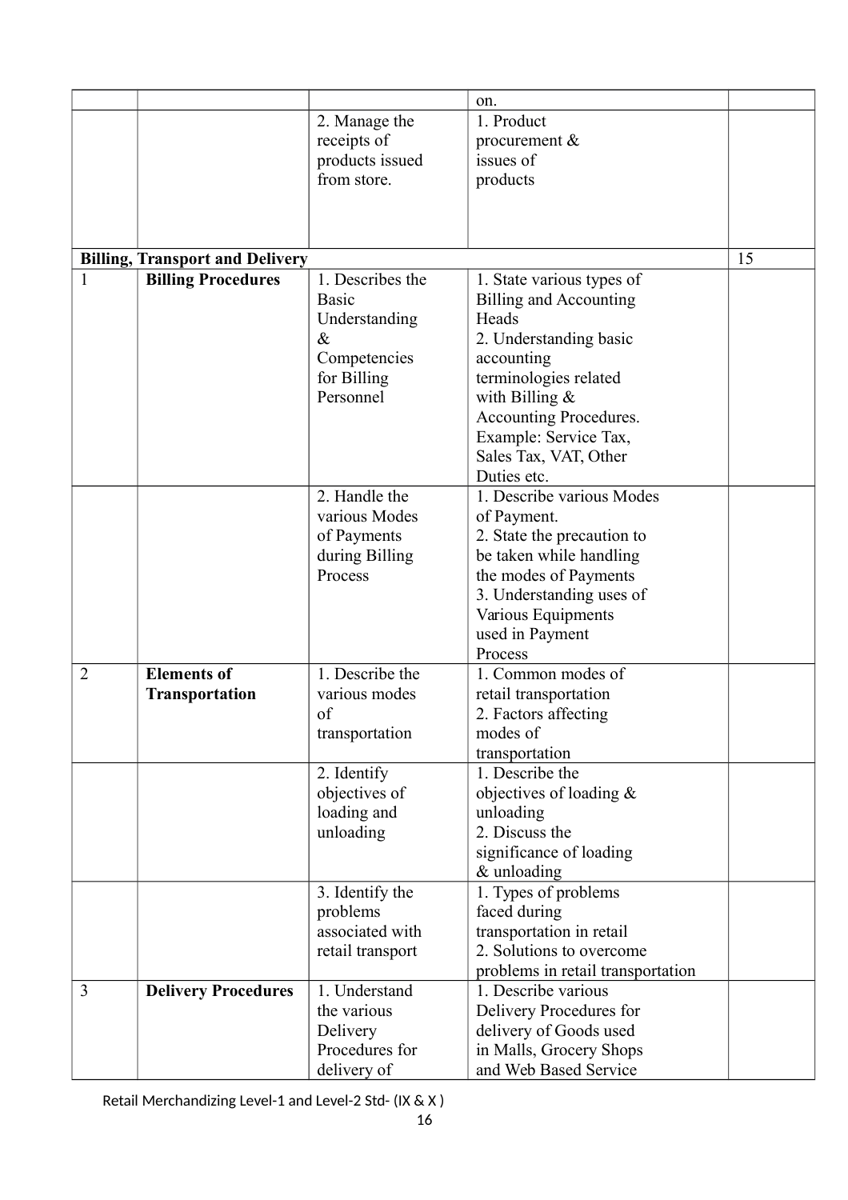| | | | | |
|---|---|---|---|---|
| | | | on. | |
| | | 2. Manage the receipts of products issued from store. | 1. Product procurement & issues of products | |
| **Billing, Transport and Delivery** | | | | 15 |
| 1 | **Billing Procedures** | 1. Describes the Basic Understanding & Competencies for Billing Personnel | 1. State various types of Billing and Accounting Heads<br>2. Understanding basic accounting terminologies related with Billing & Accounting Procedures. Example: Service Tax, Sales Tax, VAT, Other Duties etc. | |
| | | 2. Handle the various Modes of Payments during Billing Process | 1. Describe various Modes of Payment.<br>2. State the precaution to be taken while handling the modes of Payments<br>3. Understanding uses of Various Equipments used in Payment Process | |
| 2 | **Elements of Transportation** | 1. Describe the various modes of transportation | 1. Common modes of retail transportation<br>2. Factors affecting modes of transportation | |
| | | 2. Identify objectives of loading and unloading | 1. Describe the objectives of loading & unloading<br>2. Discuss the significance of loading & unloading | |
| | | 3. Identify the problems associated with retail transport | 1. Types of problems faced during transportation in retail<br>2. Solutions to overcome problems in retail transportation | |
| 3 | **Delivery Procedures** | 1. Understand the various Delivery Procedures for delivery of | 1. Describe various Delivery Procedures for delivery of Goods used in Malls, Grocery Shops and Web Based Service | |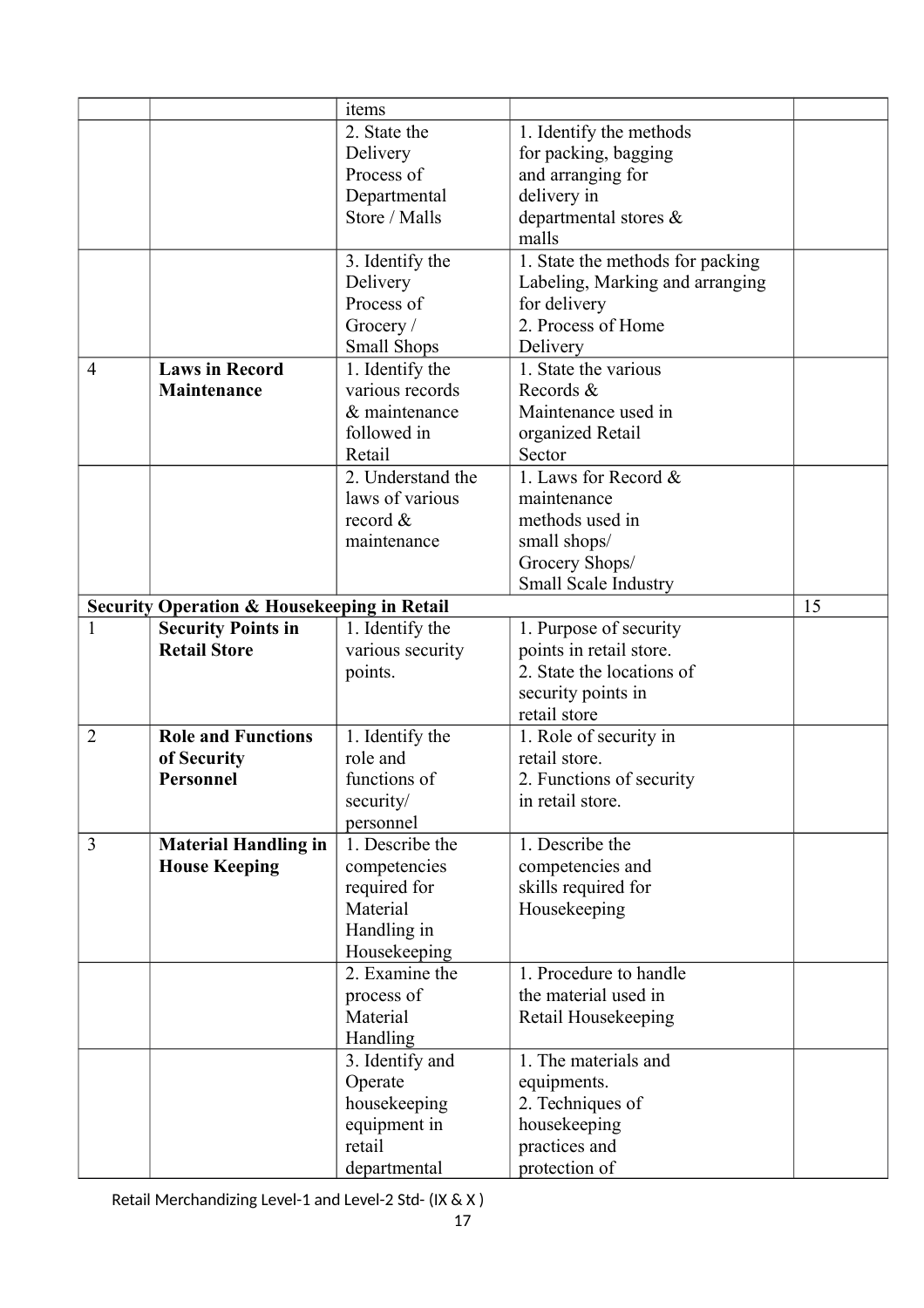| | | items | | |
|---|---|---|---|---|
| | | 2. State the Delivery Process of Departmental Store / Malls | 1. Identify the methods for packing, bagging and arranging for delivery in departmental stores & malls | |
| | | 3. Identify the Delivery Process of Grocery / Small Shops | 1. State the methods for packing Labeling, Marking and arranging for delivery<br>2. Process of Home Delivery | |
| 4 | **Laws in Record Maintenance** | 1. Identify the various records & maintenance followed in Retail | 1. State the various Records & Maintenance used in organized Retail Sector | |
| | | 2. Understand the laws of various record & maintenance | 1. Laws for Record & maintenance methods used in small shops/ Grocery Shops/ Small Scale Industry | |
| **Security Operation & Housekeeping in Retail** | | | | 15 |
| 1 | **Security Points in Retail Store** | 1. Identify the various security points. | 1. Purpose of security points in retail store.<br>2. State the locations of security points in retail store | |
| 2 | **Role and Functions of Security Personnel** | 1. Identify the role and functions of security/ personnel | 1. Role of security in retail store.<br>2. Functions of security in retail store. | |
| 3 | **Material Handling in House Keeping** | 1. Describe the competencies required for Material Handling in Housekeeping | 1. Describe the competencies and skills required for Housekeeping | |
| | | 2. Examine the process of Material Handling | 1. Procedure to handle the material used in Retail Housekeeping | |
| | | 3. Identify and Operate housekeeping equipment in retail departmental | 1. The materials and equipments.<br>2. Techniques of housekeeping practices and protection of | |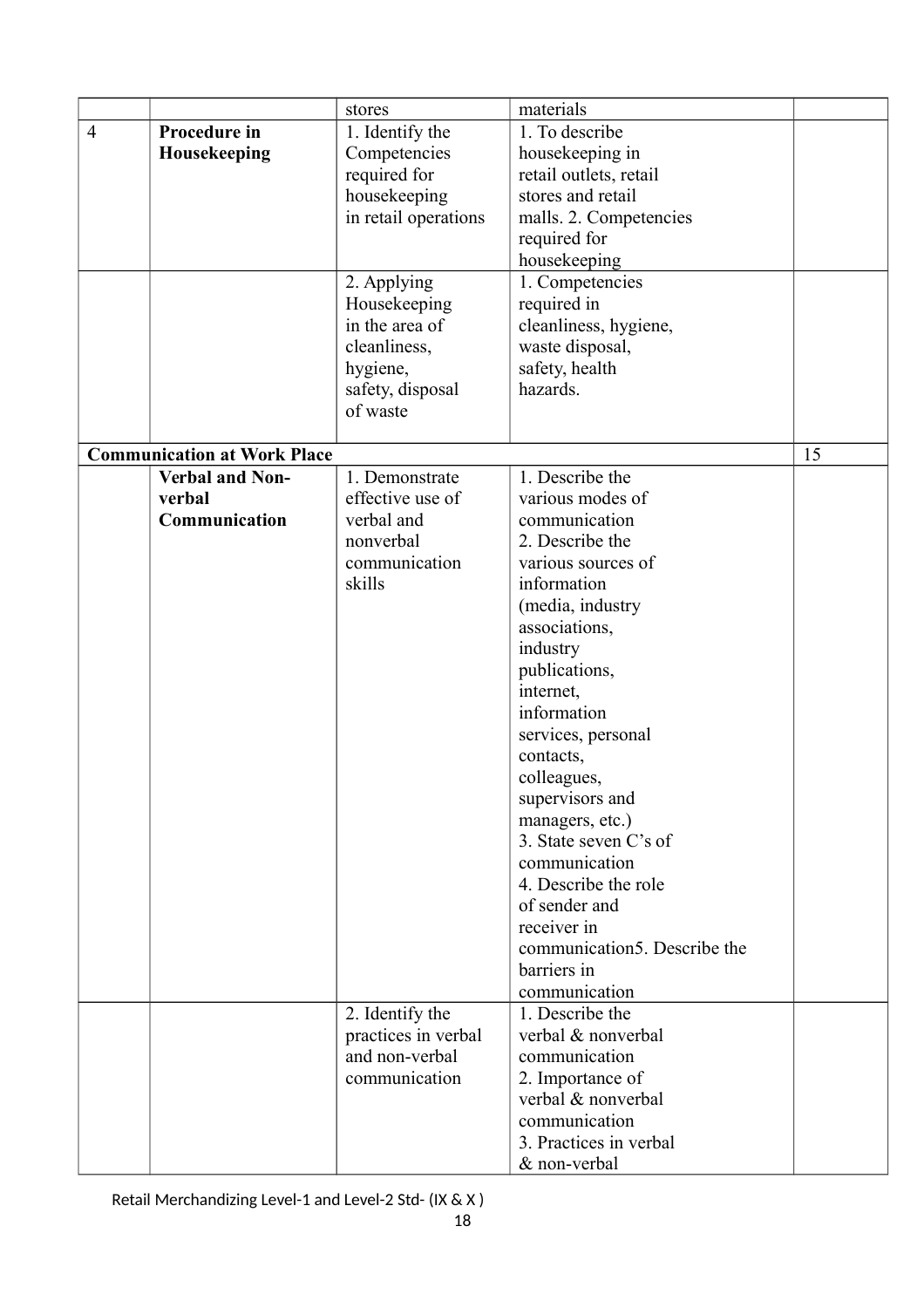| | | stores | materials | |
|---|---|---|---|---|
| 4 | **Procedure in Housekeeping** | 1. Identify the Competencies required for housekeeping in retail operations | 1. To describe housekeeping in retail outlets, retail stores and retail malls. 2. Competencies required for housekeeping | |
| | | 2. Applying Housekeeping in the area of cleanliness, hygiene, safety, disposal of waste | 1. Competencies required in cleanliness, hygiene, waste disposal, safety, health hazards. | |
| **Communication at Work Place** | | | | 15 |
| | **Verbal and Non-verbal Communication** | 1. Demonstrate effective use of verbal and nonverbal communication skills | 1. Describe the various modes of communication 2. Describe the various sources of information (media, industry associations, industry publications, internet, information services, personal contacts, colleagues, supervisors and managers, etc.) 3. State seven C's of communication 4. Describe the role of sender and receiver in communication5. Describe the barriers in communication | |
| | | 2. Identify the practices in verbal and non-verbal communication | 1. Describe the verbal & nonverbal communication 2. Importance of verbal & nonverbal communication 3. Practices in verbal & non-verbal | |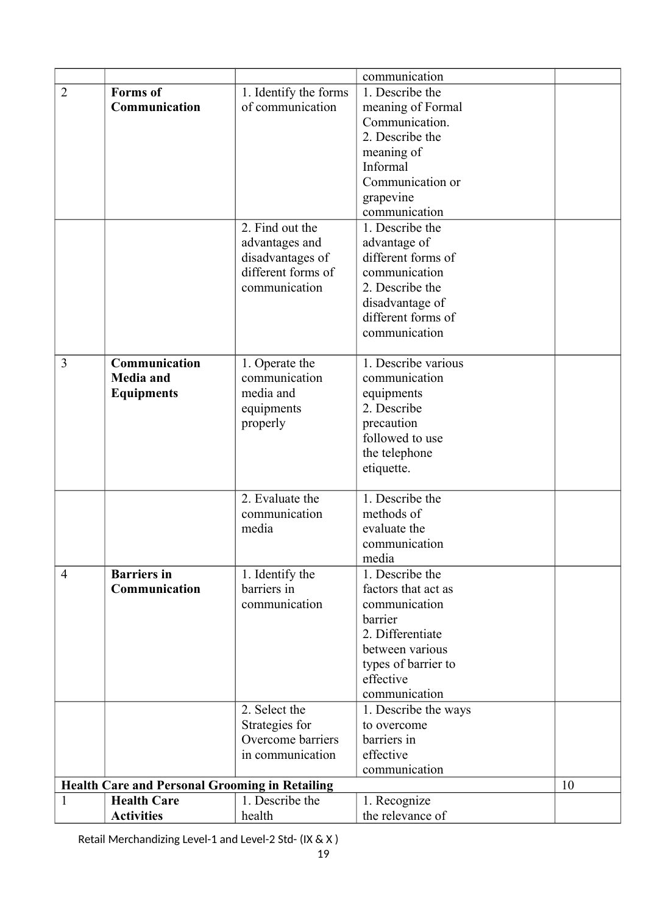| | | | | |
|---|---|---|---|---|
| | | | communication | |
| 2 | **Forms of Communication** | 1. Identify the forms of communication | 1. Describe the meaning of Formal Communication. 2. Describe the meaning of Informal Communication or grapevine communication | |
| | | 2. Find out the advantages and disadvantages of different forms of communication | 1. Describe the advantage of different forms of communication 2. Describe the disadvantage of different forms of communication | |
| 3 | **Communication Media and Equipments** | 1. Operate the communication media and equipments properly | 1. Describe various communication equipments 2. Describe precaution followed to use the telephone etiquette. | |
| | | 2. Evaluate the communication media | 1. Describe the methods of evaluate the communication media | |
| 4 | **Barriers in Communication** | 1. Identify the barriers in communication | 1. Describe the factors that act as communication barrier 2. Differentiate between various types of barrier to effective communication | |
| | | 2. Select the Strategies for Overcome barriers in communication | 1. Describe the ways to overcome barriers in effective communication | |
| **Health Care and Personal Grooming in Retailing** | | | | 10 |
| 1 | **Health Care Activities** | 1. Describe the health | 1. Recognize the relevance of | |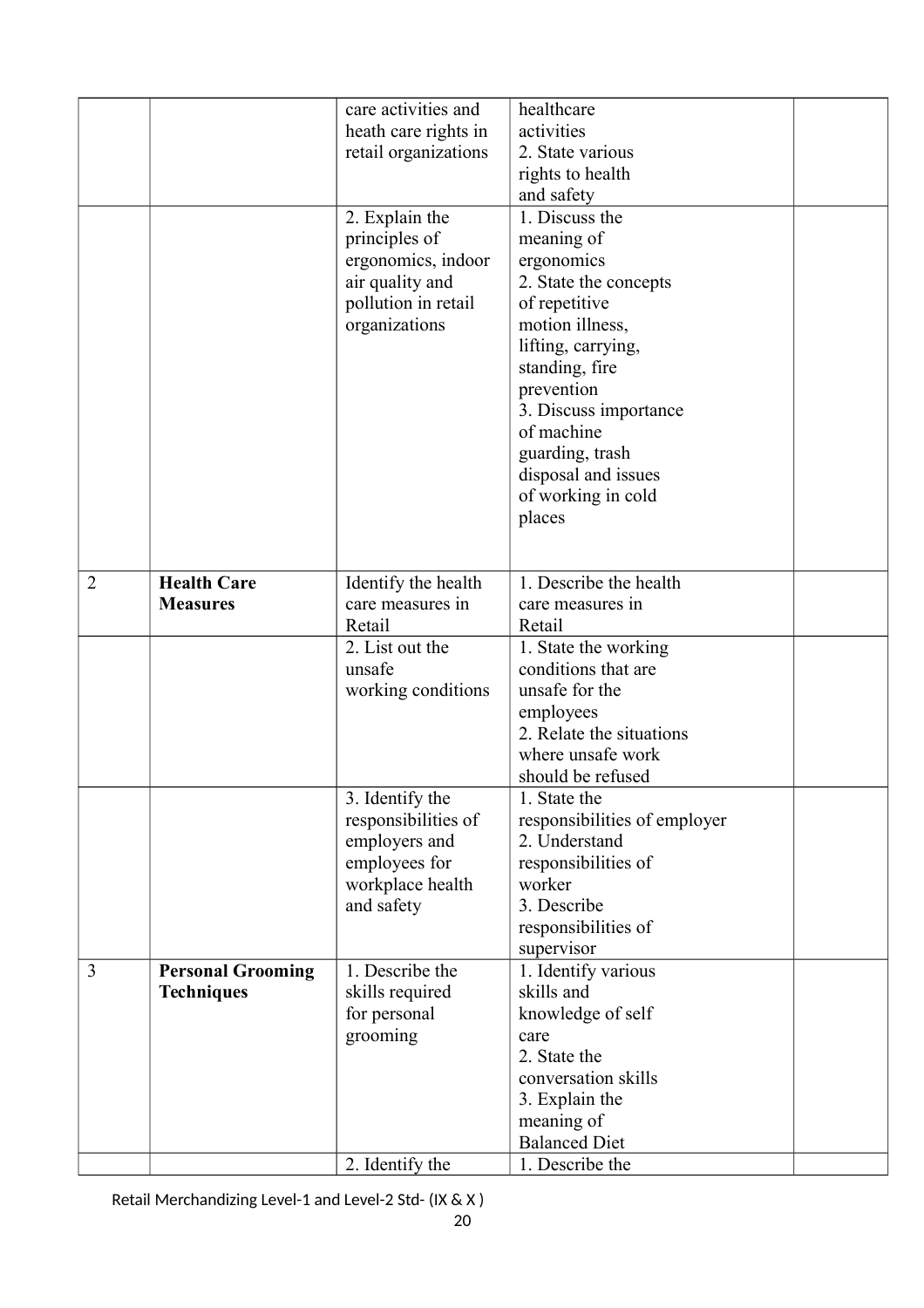| | | | | |
|---|---|---|---|---|
| | | care activities and heath care rights in retail organizations | healthcare activities<br>2. State various rights to health and safety | |
| | | 2. Explain the principles of ergonomics, indoor air quality and pollution in retail organizations | 1. Discuss the meaning of ergonomics<br>2. State the concepts of repetitive motion illness, lifting, carrying, standing, fire prevention<br>3. Discuss importance of machine guarding, trash disposal and issues of working in cold places | |
| 2 | **Health Care Measures** | Identify the health care measures in Retail | 1. Describe the health care measures in Retail | |
| | | 2. List out the unsafe working conditions | 1. State the working conditions that are unsafe for the employees<br>2. Relate the situations where unsafe work should be refused | |
| | | 3. Identify the responsibilities of employers and employees for workplace health and safety | 1. State the responsibilities of employer<br>2. Understand responsibilities of worker<br>3. Describe responsibilities of supervisor | |
| 3 | **Personal Grooming Techniques** | 1. Describe the skills required for personal grooming | 1. Identify various skills and knowledge of self care<br>2. State the conversation skills<br>3. Explain the meaning of Balanced Diet | |
| | | 2. Identify the | 1. Describe the | |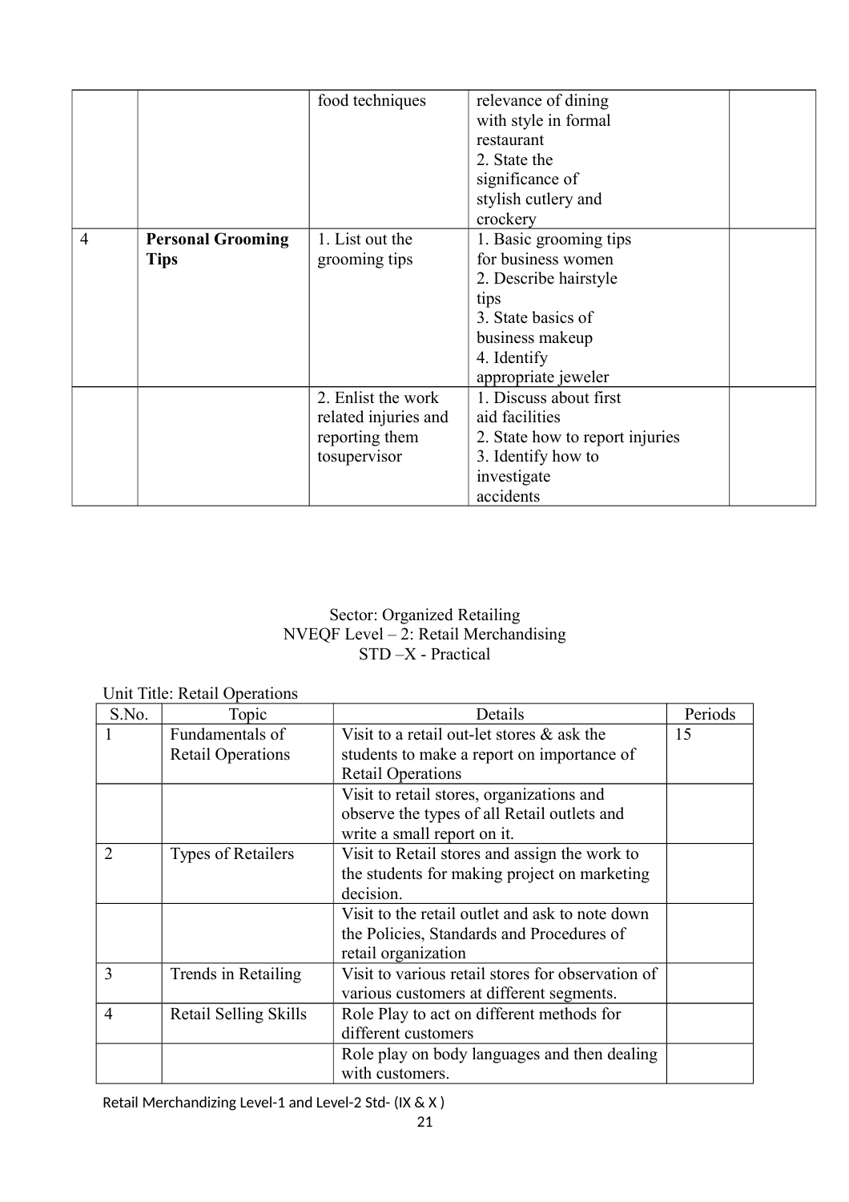|  |  | food techniques | relevance of dining with style in formal restaurant<br>2. State the significance of stylish cutlery and crockery |  |
|---|---|---|---|---|
| 4 | **Personal Grooming Tips** | 1. List out the grooming tips | 1. Basic grooming tips for business women<br>2. Describe hairstyle tips<br>3. State basics of business makeup<br>4. Identify appropriate jeweler |  |
|  |  | 2. Enlist the work related injuries and reporting them tosupervisor | 1. Discuss about first aid facilities<br>2. State how to report injuries<br>3. Identify how to investigate accidents |  |

Sector: Organized Retailing
NVEQF Level – 2: Retail Merchandising
STD –X - Practical

Unit Title: Retail Operations

| S.No. | Topic | Details | Periods |
|---|---|---|---|
| 1 | Fundamentals of Retail Operations | Visit to a retail out-let stores & ask the students to make a report on importance of Retail Operations | 15 |
|  |  | Visit to retail stores, organizations and observe the types of all Retail outlets and write a small report on it. |  |
| 2 | Types of Retailers | Visit to Retail stores and assign the work to the students for making project on marketing decision. |  |
|  |  | Visit to the retail outlet and ask to note down the Policies, Standards and Procedures of retail organization |  |
| 3 | Trends in Retailing | Visit to various retail stores for observation of various customers at different segments. |  |
| 4 | Retail Selling Skills | Role Play to act on different methods for different customers |  |
|  |  | Role play on body languages and then dealing with customers. |  |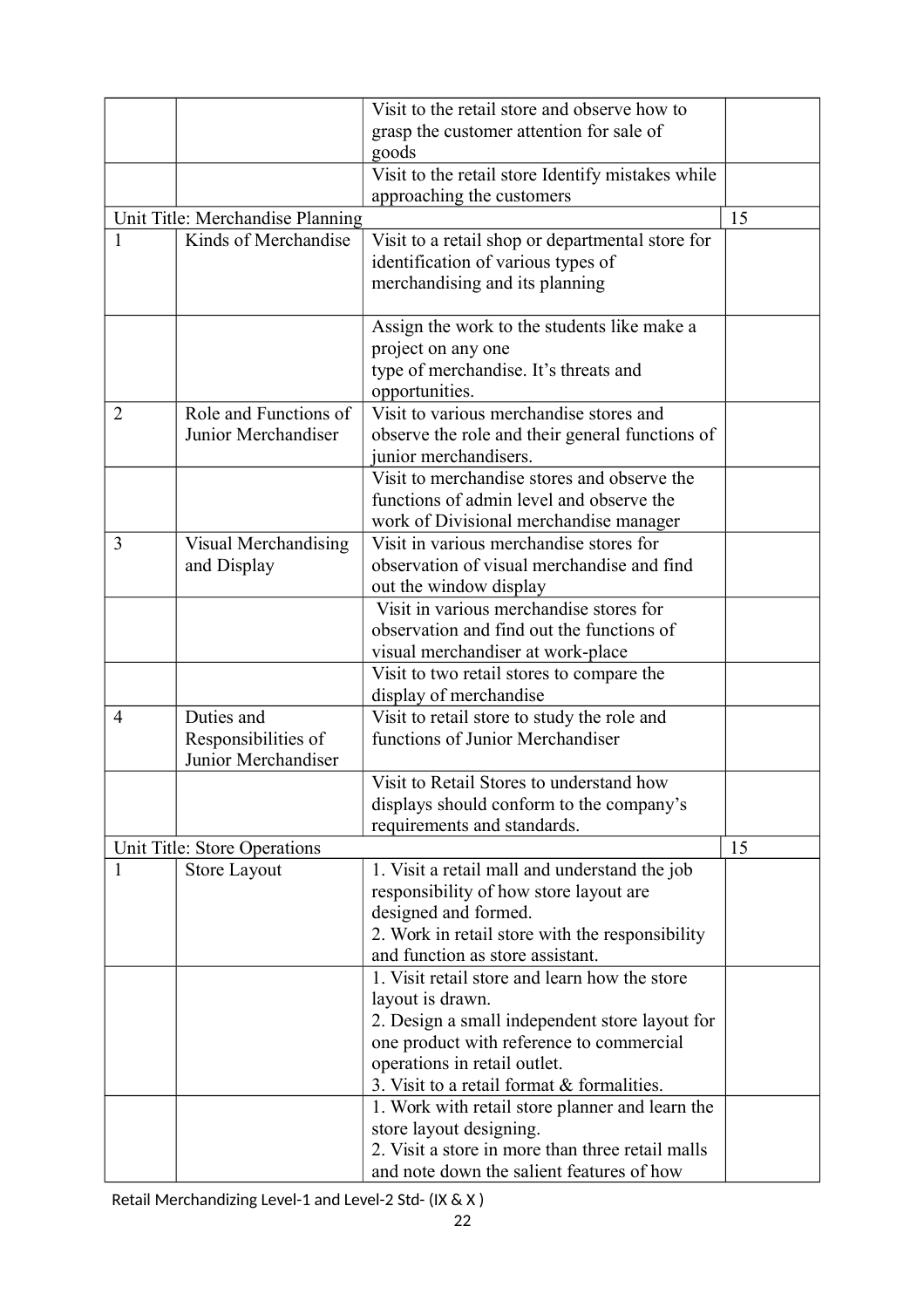| | | | |
|---|---|---|---|
| | | Visit to the retail store and observe how to grasp the customer attention for sale of goods | |
| | | Visit to the retail store Identify mistakes while approaching the customers | |
| Unit Title: Merchandise Planning | | | 15 |
| 1 | Kinds of Merchandise | Visit to a retail shop or departmental store for identification of various types of merchandising and its planning | |
| | | Assign the work to the students like make a project on any one type of merchandise. It's threats and opportunities. | |
| 2 | Role and Functions of Junior Merchandiser | Visit to various merchandise stores and observe the role and their general functions of junior merchandisers. | |
| | | Visit to merchandise stores and observe the functions of admin level and observe the work of Divisional merchandise manager | |
| 3 | Visual Merchandising and Display | Visit in various merchandise stores for observation of visual merchandise and find out the window display | |
| | | Visit in various merchandise stores for observation and find out the functions of visual merchandiser at work-place | |
| | | Visit to two retail stores to compare the display of merchandise | |
| 4 | Duties and Responsibilities of Junior Merchandiser | Visit to retail store to study the role and functions of Junior Merchandiser | |
| | | Visit to Retail Stores to understand how displays should conform to the company's requirements and standards. | |
| Unit Title: Store Operations | | | 15 |
| 1 | Store Layout | 1. Visit a retail mall and understand the job responsibility of how store layout are designed and formed.<br>2. Work in retail store with the responsibility and function as store assistant. | |
| | | 1. Visit retail store and learn how the store layout is drawn.<br>2. Design a small independent store layout for one product with reference to commercial operations in retail outlet.<br>3. Visit to a retail format & formalities. | |
| | | 1. Work with retail store planner and learn the store layout designing.<br>2. Visit a store in more than three retail malls and note down the salient features of how | |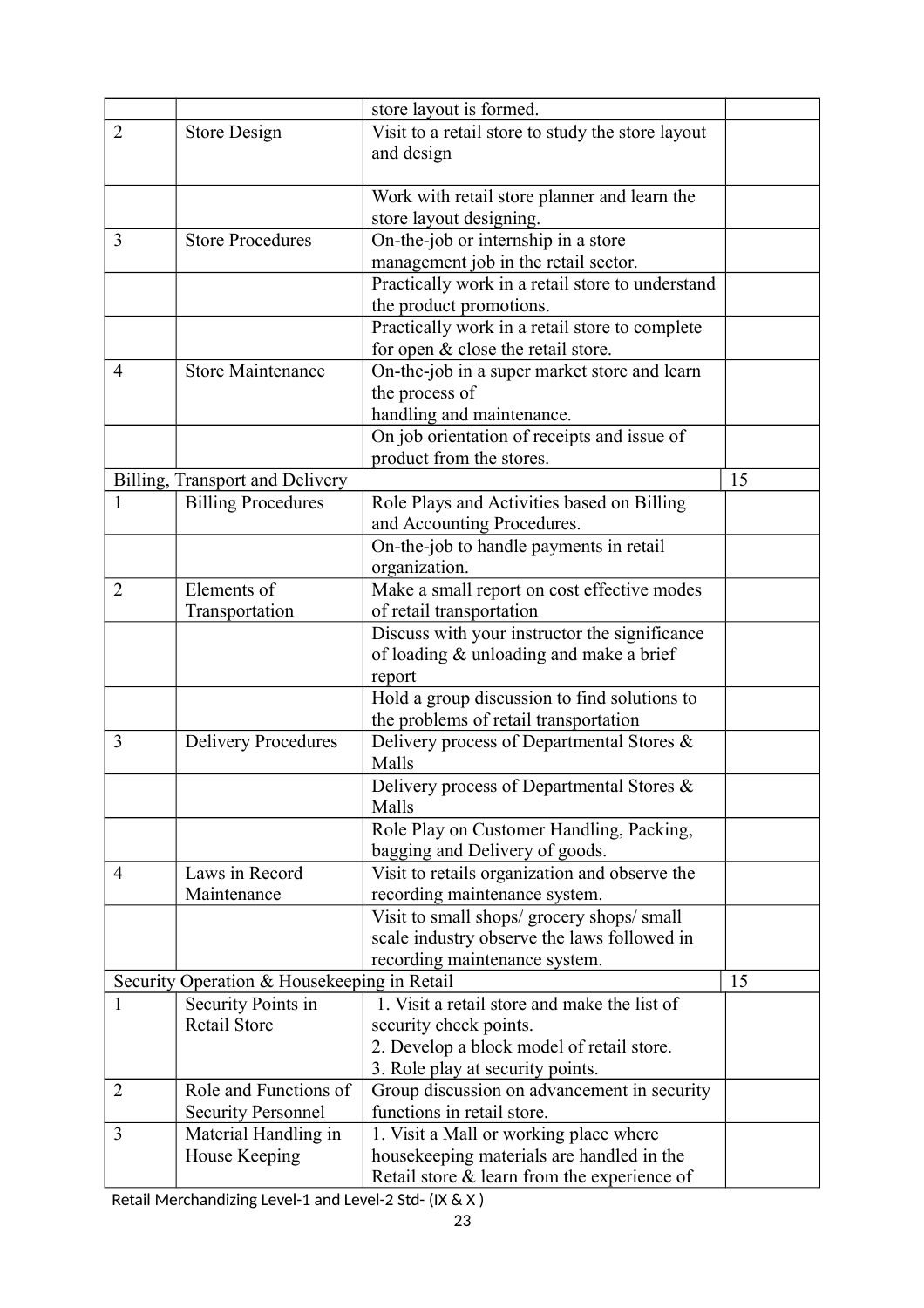| | | | |
|---|---|---|---|
| | | store layout is formed. | |
| 2 | Store Design | Visit to a retail store to study the store layout and design | |
| | | Work with retail store planner and learn the store layout designing. | |
| 3 | Store Procedures | On-the-job or internship in a store management job in the retail sector. | |
| | | Practically work in a retail store to understand the product promotions. | |
| | | Practically work in a retail store to complete for open & close the retail store. | |
| 4 | Store Maintenance | On-the-job in a super market store and learn the process of handling and maintenance. | |
| | | On job orientation of receipts and issue of product from the stores. | |
| Billing, Transport and Delivery | | | 15 |
| 1 | Billing Procedures | Role Plays and Activities based on Billing and Accounting Procedures. | |
| | | On-the-job to handle payments in retail organization. | |
| 2 | Elements of Transportation | Make a small report on cost effective modes of retail transportation | |
| | | Discuss with your instructor the significance of loading & unloading and make a brief report | |
| | | Hold a group discussion to find solutions to the problems of retail transportation | |
| 3 | Delivery Procedures | Delivery process of Departmental Stores & Malls | |
| | | Delivery process of Departmental Stores & Malls | |
| | | Role Play on Customer Handling, Packing, bagging and Delivery of goods. | |
| 4 | Laws in Record Maintenance | Visit to retails organization and observe the recording maintenance system. | |
| | | Visit to small shops/ grocery shops/ small scale industry observe the laws followed in recording maintenance system. | |
| Security Operation & Housekeeping in Retail | | | 15 |
| 1 | Security Points in Retail Store | 1. Visit a retail store and make the list of security check points.<br>2. Develop a block model of retail store.<br>3. Role play at security points. | |
| 2 | Role and Functions of Security Personnel | Group discussion on advancement in security functions in retail store. | |
| 3 | Material Handling in House Keeping | 1. Visit a Mall or working place where housekeeping materials are handled in the Retail store & learn from the experience of | |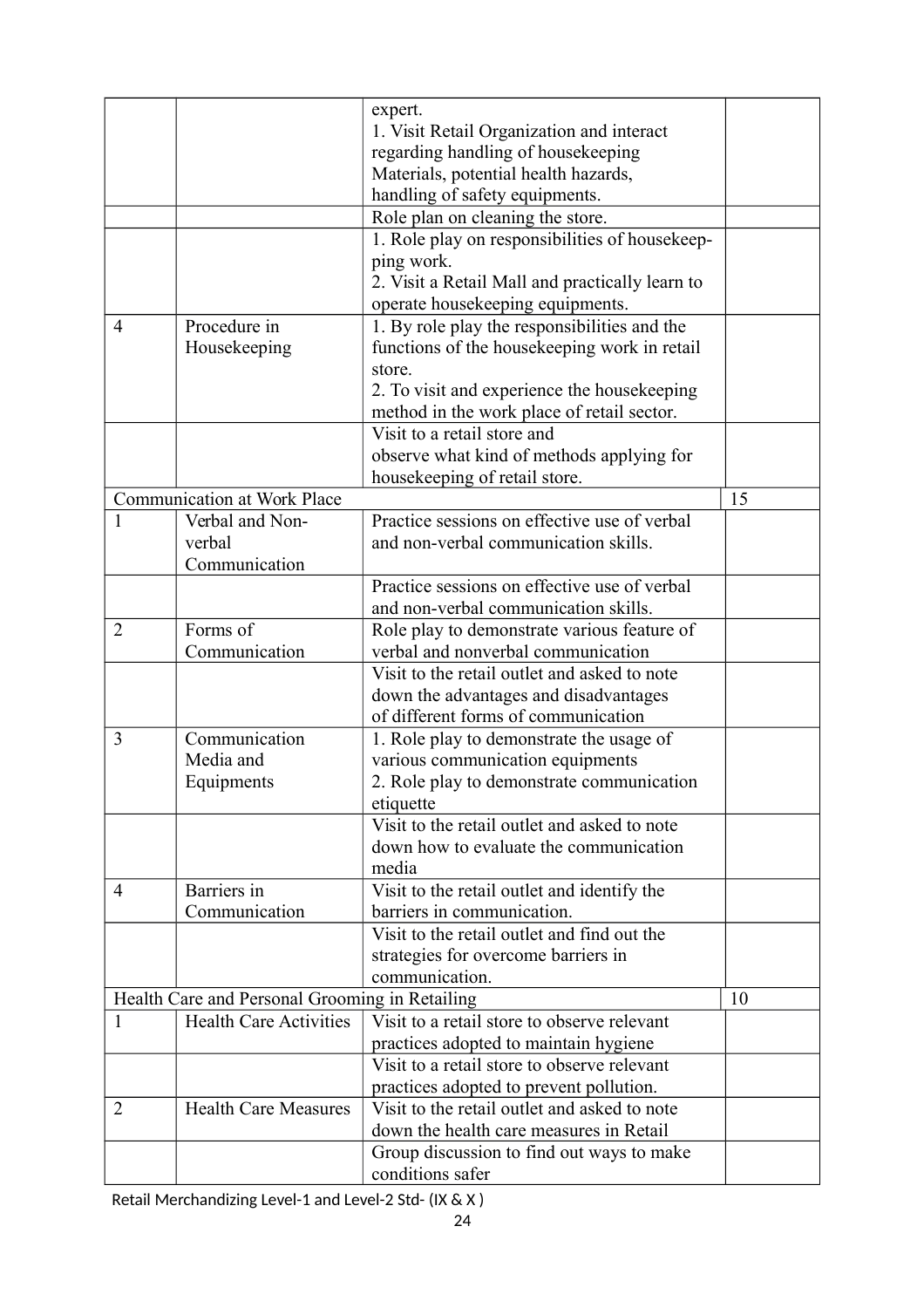| | | | |
|---|---|---|---|
| | | expert.<br>1. Visit Retail Organization and interact regarding handling of housekeeping Materials, potential health hazards, handling of safety equipments. | |
| | | Role plan on cleaning the store. | |
| | | 1. Role play on responsibilities of housekeep-ping work.<br>2. Visit a Retail Mall and practically learn to operate housekeeping equipments. | |
| 4 | Procedure in Housekeeping | 1. By role play the responsibilities and the functions of the housekeeping work in retail store.<br>2. To visit and experience the housekeeping method in the work place of retail sector. | |
| | | Visit to a retail store and observe what kind of methods applying for housekeeping of retail store. | |
| Communication at Work Place | | | 15 |
| 1 | Verbal and Non-verbal Communication | Practice sessions on effective use of verbal and non-verbal communication skills. | |
| | | Practice sessions on effective use of verbal and non-verbal communication skills. | |
| 2 | Forms of Communication | Role play to demonstrate various feature of verbal and nonverbal communication | |
| | | Visit to the retail outlet and asked to note down the advantages and disadvantages of different forms of communication | |
| 3 | Communication Media and Equipments | 1. Role play to demonstrate the usage of various communication equipments<br>2. Role play to demonstrate communication etiquette | |
| | | Visit to the retail outlet and asked to note down how to evaluate the communication media | |
| 4 | Barriers in Communication | Visit to the retail outlet and identify the barriers in communication. | |
| | | Visit to the retail outlet and find out the strategies for overcome barriers in communication. | |
| Health Care and Personal Grooming in Retailing | | | 10 |
| 1 | Health Care Activities | Visit to a retail store to observe relevant practices adopted to maintain hygiene | |
| | | Visit to a retail store to observe relevant practices adopted to prevent pollution. | |
| 2 | Health Care Measures | Visit to the retail outlet and asked to note down the health care measures in Retail | |
| | | Group discussion to find out ways to make conditions safer | |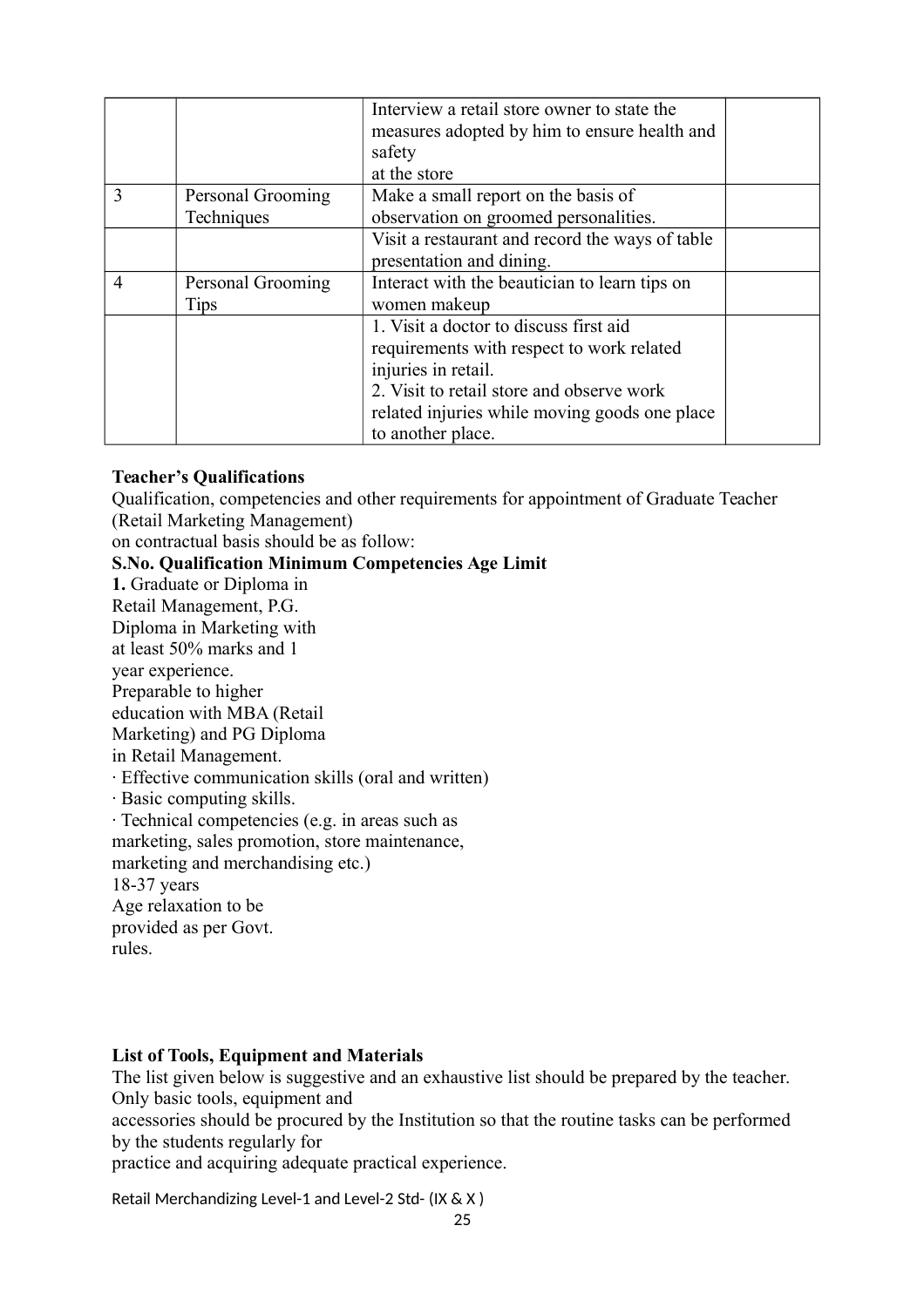| | | Interview a retail store owner to state the measures adopted by him to ensure health and safety at the store | |
|---|---|---|---|
| 3 | Personal Grooming Techniques | Make a small report on the basis of observation on groomed personalities. | |
| | | Visit a restaurant and record the ways of table presentation and dining. | |
| 4 | Personal Grooming Tips | Interact with the beautician to learn tips on women makeup | |
| | | 1. Visit a doctor to discuss first aid requirements with respect to work related injuries in retail.<br>2. Visit to retail store and observe work related injuries while moving goods one place to another place. | |

**Teacher's Qualifications**

Qualification, competencies and other requirements for appointment of Graduate Teacher (Retail Marketing Management)
on contractual basis should be as follow:

**S.No. Qualification Minimum Competencies Age Limit**

**1.** Graduate or Diploma in
Retail Management, P.G.
Diploma in Marketing with
at least 50% marks and 1
year experience.
Preparable to higher
education with MBA (Retail
Marketing) and PG Diploma
in Retail Management.

· Effective communication skills (oral and written)
· Basic computing skills.
· Technical competencies (e.g. in areas such as
marketing, sales promotion, store maintenance,
marketing and merchandising etc.)

18-37 years
Age relaxation to be
provided as per Govt.
rules.

**List of Tools, Equipment and Materials**

The list given below is suggestive and an exhaustive list should be prepared by the teacher. Only basic tools, equipment and
accessories should be procured by the Institution so that the routine tasks can be performed by the students regularly for
practice and acquiring adequate practical experience.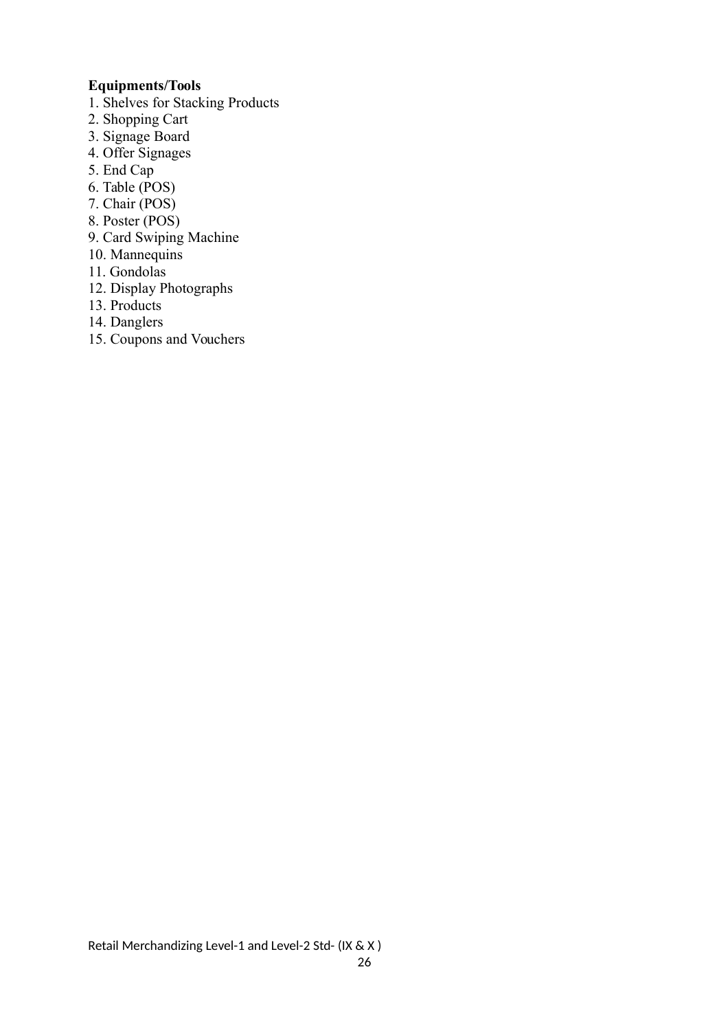**Equipments/Tools**

1. Shelves for Stacking Products
2. Shopping Cart
3. Signage Board
4. Offer Signages
5. End Cap
6. Table (POS)
7. Chair (POS)
8. Poster (POS)
9. Card Swiping Machine
10. Mannequins
11. Gondolas
12. Display Photographs
13. Products
14. Danglers
15. Coupons and Vouchers